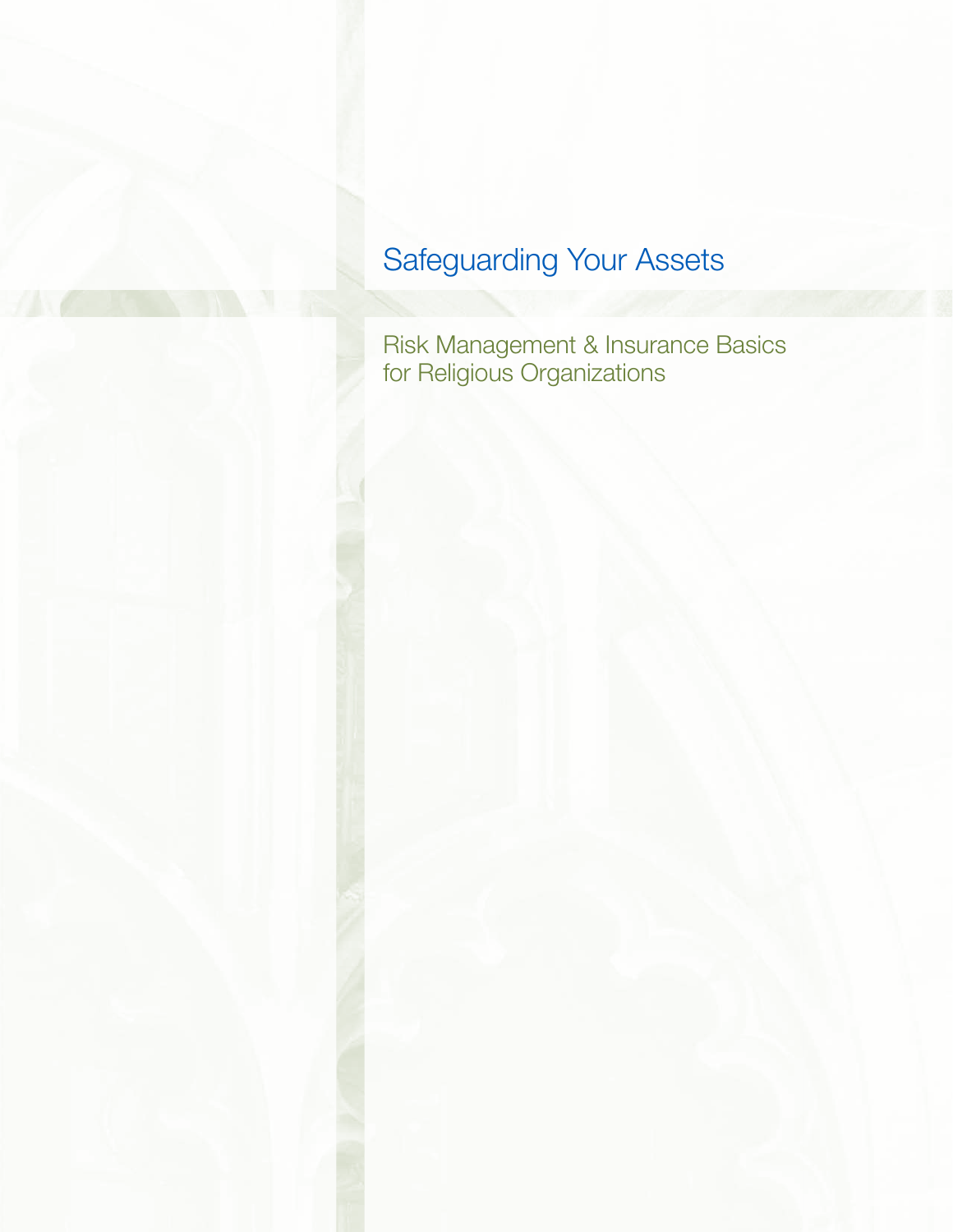# Safeguarding Your Assets

## Risk Management & Insurance Basics for Religious Organizations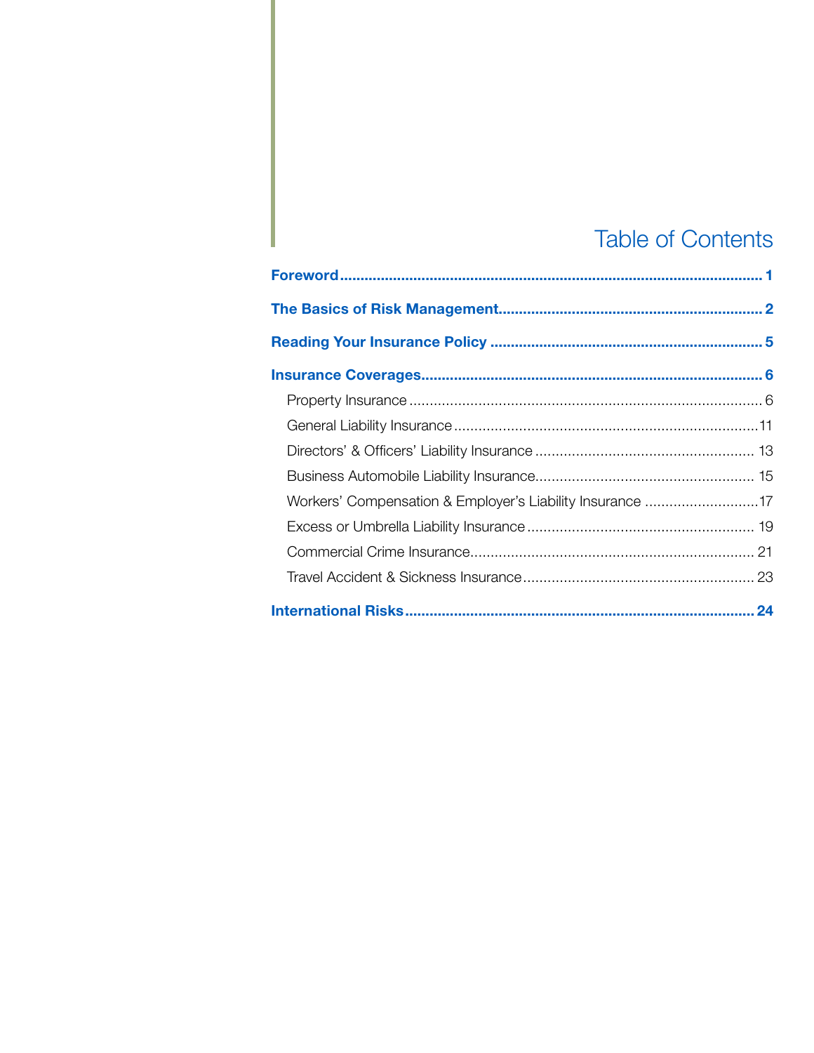# Table of Contents

**Foreword** .......... **1**

**The Basics of Risk Management** .......... **2**

**Reading Your Insurance Policy** .......... **5**

**Insurance Coverages** .......... **6**

- Property Insurance .......... 6
- General Liability Insurance .......... 11
- Directors' & Officers' Liability Insurance .......... 13
- Business Automobile Liability Insurance .......... 15
- Workers' Compensation & Employer's Liability Insurance .......... 17
- Excess or Umbrella Liability Insurance .......... 19
- Commercial Crime Insurance .......... 21
- Travel Accident & Sickness Insurance .......... 23

**International Risks** .......... **24**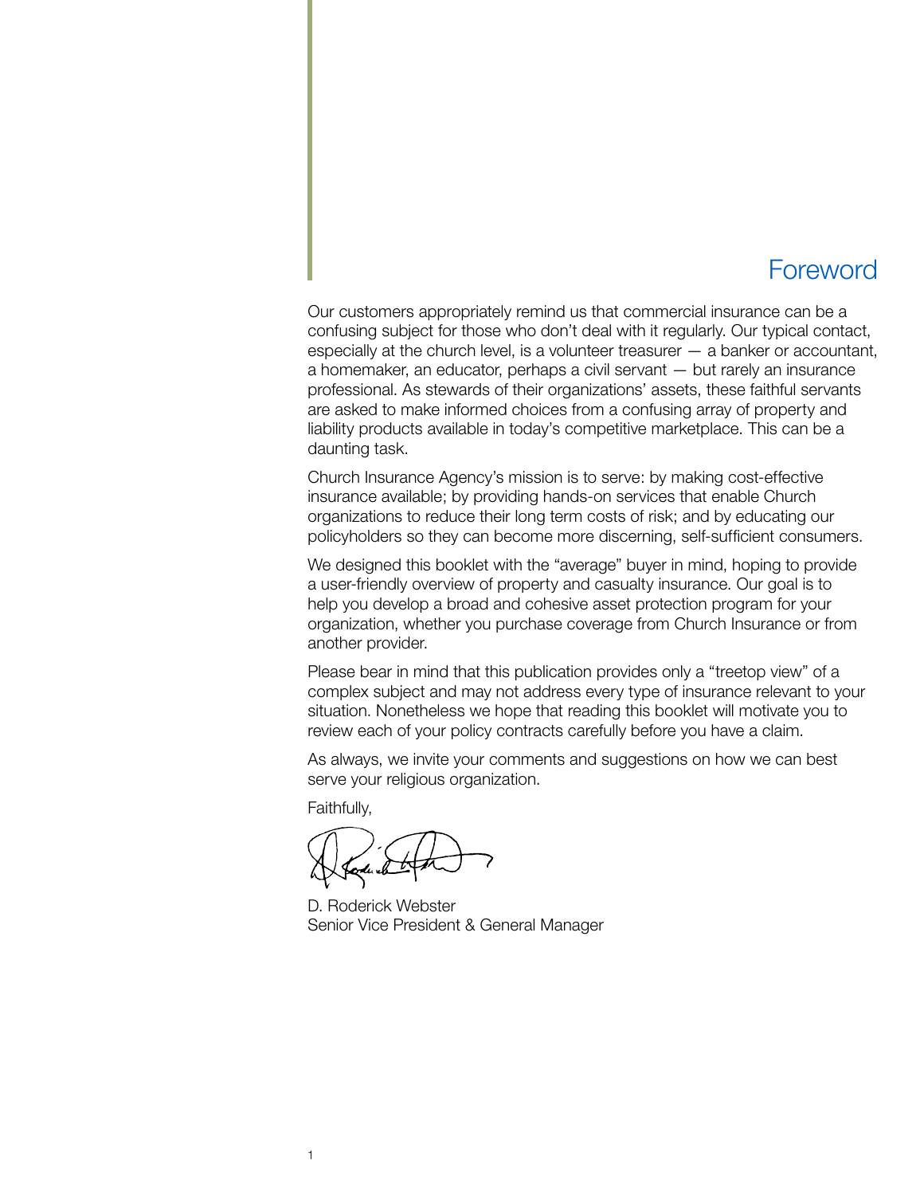# Foreword

Our customers appropriately remind us that commercial insurance can be a confusing subject for those who don't deal with it regularly. Our typical contact, especially at the church level, is a volunteer treasurer — a banker or accountant, a homemaker, an educator, perhaps a civil servant — but rarely an insurance professional. As stewards of their organizations' assets, these faithful servants are asked to make informed choices from a confusing array of property and liability products available in today's competitive marketplace. This can be a daunting task.

Church Insurance Agency's mission is to serve: by making cost-effective insurance available; by providing hands-on services that enable Church organizations to reduce their long term costs of risk; and by educating our policyholders so they can become more discerning, self-sufficient consumers.

We designed this booklet with the "average" buyer in mind, hoping to provide a user-friendly overview of property and casualty insurance. Our goal is to help you develop a broad and cohesive asset protection program for your organization, whether you purchase coverage from Church Insurance or from another provider.

Please bear in mind that this publication provides only a "treetop view" of a complex subject and may not address every type of insurance relevant to your situation. Nonetheless we hope that reading this booklet will motivate you to review each of your policy contracts carefully before you have a claim.

As always, we invite your comments and suggestions on how we can best serve your religious organization.

Faithfully,

D. Roderick Webster
Senior Vice President & General Manager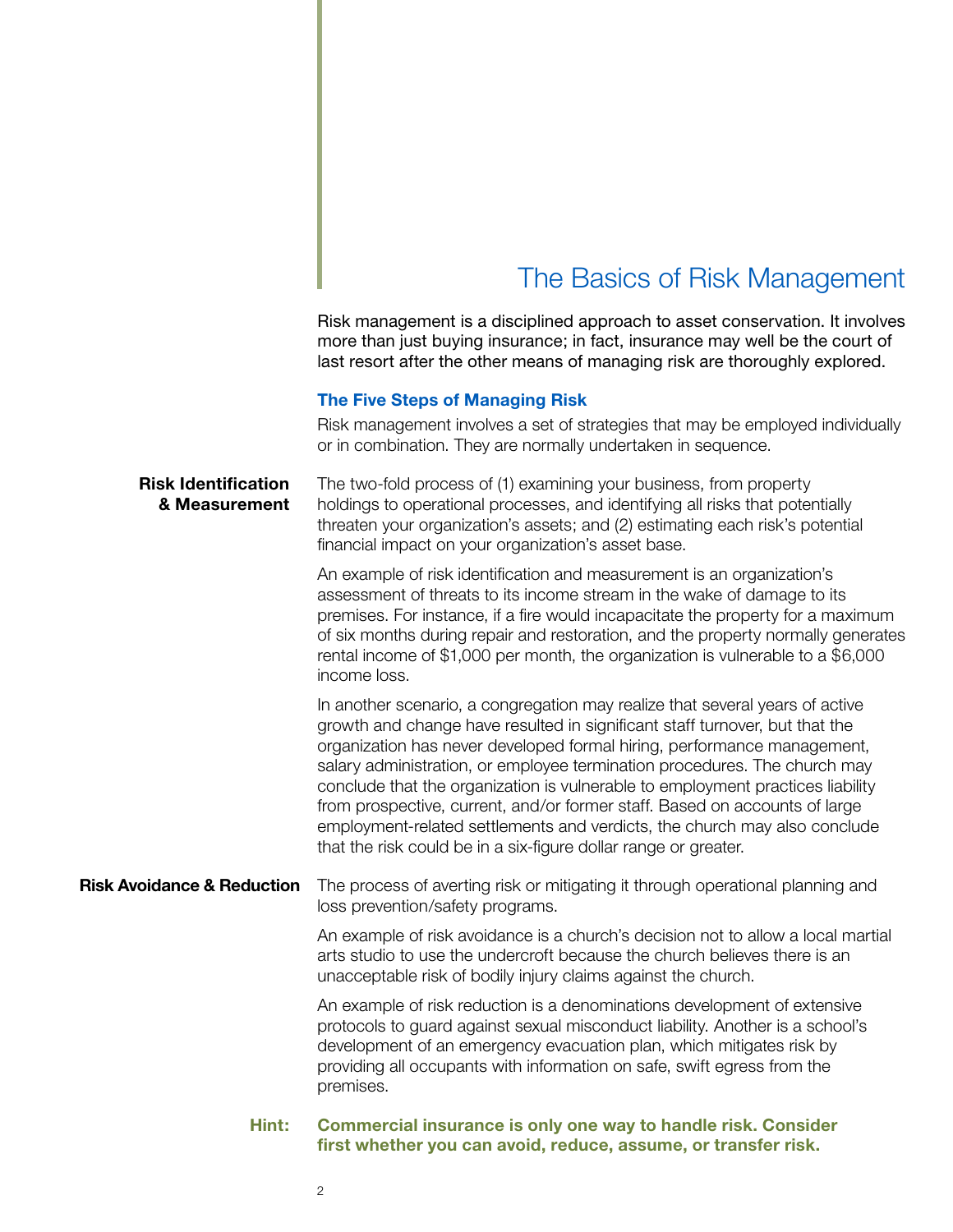# The Basics of Risk Management

Risk management is a disciplined approach to asset conservation. It involves more than just buying insurance; in fact, insurance may well be the court of last resort after the other means of managing risk are thoroughly explored.

## The Five Steps of Managing Risk

Risk management involves a set of strategies that may be employed individually or in combination. They are normally undertaken in sequence.

### Risk Identification & Measurement

The two-fold process of (1) examining your business, from property holdings to operational processes, and identifying all risks that potentially threaten your organization's assets; and (2) estimating each risk's potential financial impact on your organization's asset base.

An example of risk identification and measurement is an organization's assessment of threats to its income stream in the wake of damage to its premises. For instance, if a fire would incapacitate the property for a maximum of six months during repair and restoration, and the property normally generates rental income of $1,000 per month, the organization is vulnerable to a $6,000 income loss.

In another scenario, a congregation may realize that several years of active growth and change have resulted in significant staff turnover, but that the organization has never developed formal hiring, performance management, salary administration, or employee termination procedures. The church may conclude that the organization is vulnerable to employment practices liability from prospective, current, and/or former staff. Based on accounts of large employment-related settlements and verdicts, the church may also conclude that the risk could be in a six-figure dollar range or greater.

### Risk Avoidance & Reduction

The process of averting risk or mitigating it through operational planning and loss prevention/safety programs.

An example of risk avoidance is a church's decision not to allow a local martial arts studio to use the undercroft because the church believes there is an unacceptable risk of bodily injury claims against the church.

An example of risk reduction is a denominations development of extensive protocols to guard against sexual misconduct liability. Another is a school's development of an emergency evacuation plan, which mitigates risk by providing all occupants with information on safe, swift egress from the premises.

**Hint: Commercial insurance is only one way to handle risk. Consider first whether you can avoid, reduce, assume, or transfer risk.**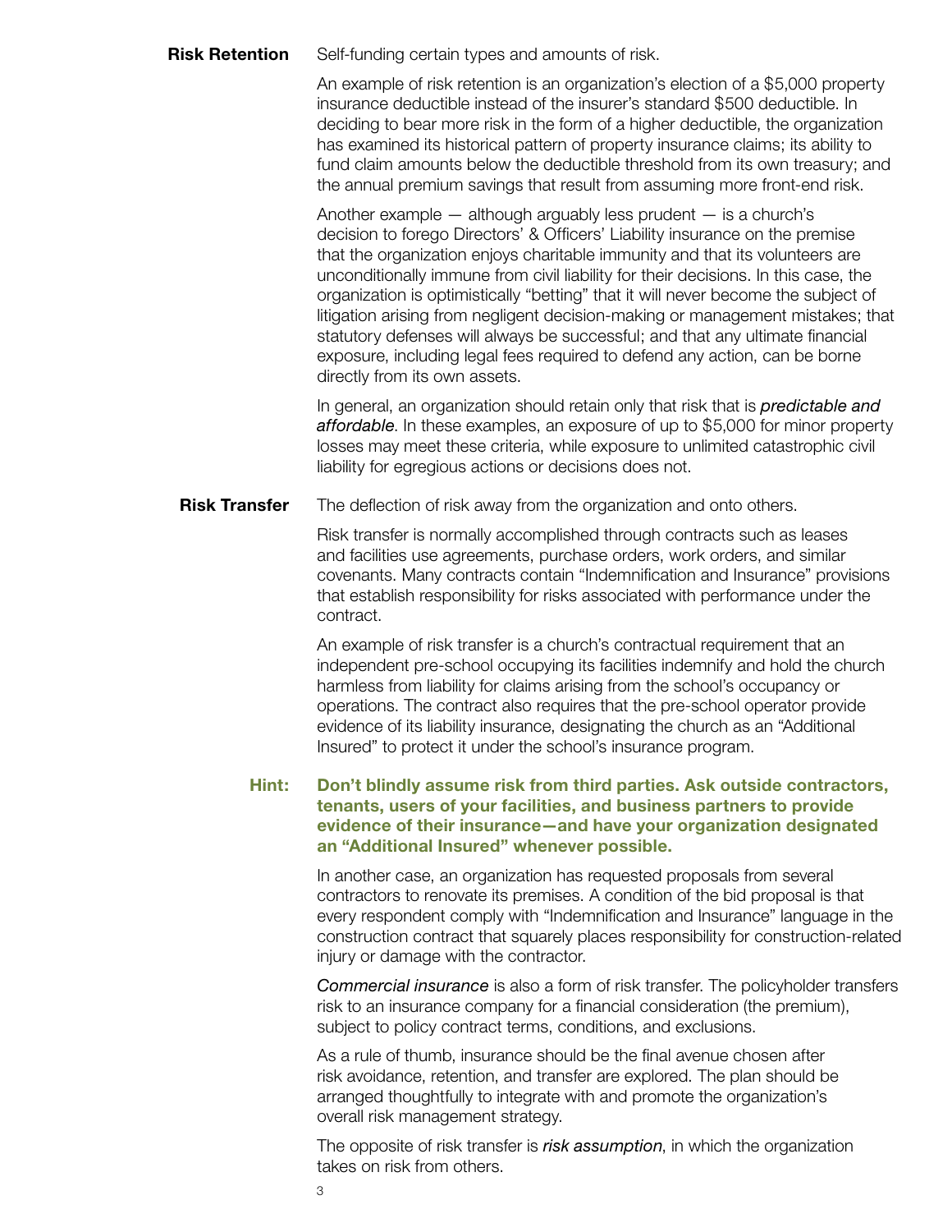**Risk Retention** Self-funding certain types and amounts of risk.

An example of risk retention is an organization's election of a $5,000 property insurance deductible instead of the insurer's standard $500 deductible. In deciding to bear more risk in the form of a higher deductible, the organization has examined its historical pattern of property insurance claims; its ability to fund claim amounts below the deductible threshold from its own treasury; and the annual premium savings that result from assuming more front-end risk.

Another example — although arguably less prudent — is a church's decision to forego Directors' & Officers' Liability insurance on the premise that the organization enjoys charitable immunity and that its volunteers are unconditionally immune from civil liability for their decisions. In this case, the organization is optimistically "betting" that it will never become the subject of litigation arising from negligent decision-making or management mistakes; that statutory defenses will always be successful; and that any ultimate financial exposure, including legal fees required to defend any action, can be borne directly from its own assets.

In general, an organization should retain only that risk that is *predictable and affordable*. In these examples, an exposure of up to $5,000 for minor property losses may meet these criteria, while exposure to unlimited catastrophic civil liability for egregious actions or decisions does not.

**Risk Transfer** The deflection of risk away from the organization and onto others.

Risk transfer is normally accomplished through contracts such as leases and facilities use agreements, purchase orders, work orders, and similar covenants. Many contracts contain "Indemnification and Insurance" provisions that establish responsibility for risks associated with performance under the contract.

An example of risk transfer is a church's contractual requirement that an independent pre-school occupying its facilities indemnify and hold the church harmless from liability for claims arising from the school's occupancy or operations. The contract also requires that the pre-school operator provide evidence of its liability insurance, designating the church as an "Additional Insured" to protect it under the school's insurance program.

**Hint: Don't blindly assume risk from third parties. Ask outside contractors, tenants, users of your facilities, and business partners to provide evidence of their insurance—and have your organization designated an "Additional Insured" whenever possible.**

In another case, an organization has requested proposals from several contractors to renovate its premises. A condition of the bid proposal is that every respondent comply with "Indemnification and Insurance" language in the construction contract that squarely places responsibility for construction-related injury or damage with the contractor.

*Commercial insurance* is also a form of risk transfer. The policyholder transfers risk to an insurance company for a financial consideration (the premium), subject to policy contract terms, conditions, and exclusions.

As a rule of thumb, insurance should be the final avenue chosen after risk avoidance, retention, and transfer are explored. The plan should be arranged thoughtfully to integrate with and promote the organization's overall risk management strategy.

The opposite of risk transfer is *risk assumption*, in which the organization takes on risk from others.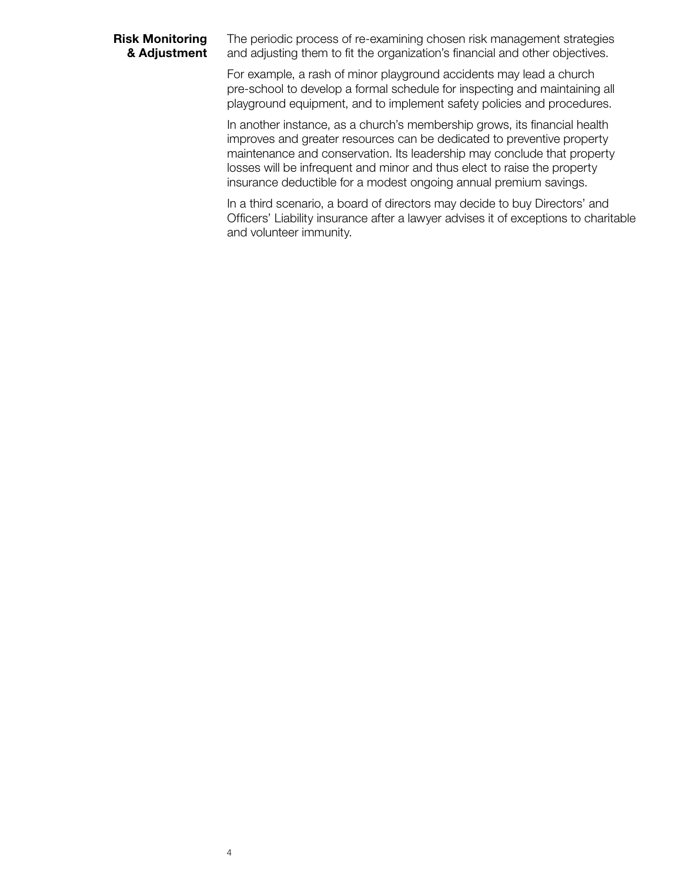**Risk Monitoring & Adjustment**

The periodic process of re-examining chosen risk management strategies and adjusting them to fit the organization's financial and other objectives.

For example, a rash of minor playground accidents may lead a church pre-school to develop a formal schedule for inspecting and maintaining all playground equipment, and to implement safety policies and procedures.

In another instance, as a church's membership grows, its financial health improves and greater resources can be dedicated to preventive property maintenance and conservation. Its leadership may conclude that property losses will be infrequent and minor and thus elect to raise the property insurance deductible for a modest ongoing annual premium savings.

In a third scenario, a board of directors may decide to buy Directors' and Officers' Liability insurance after a lawyer advises it of exceptions to charitable and volunteer immunity.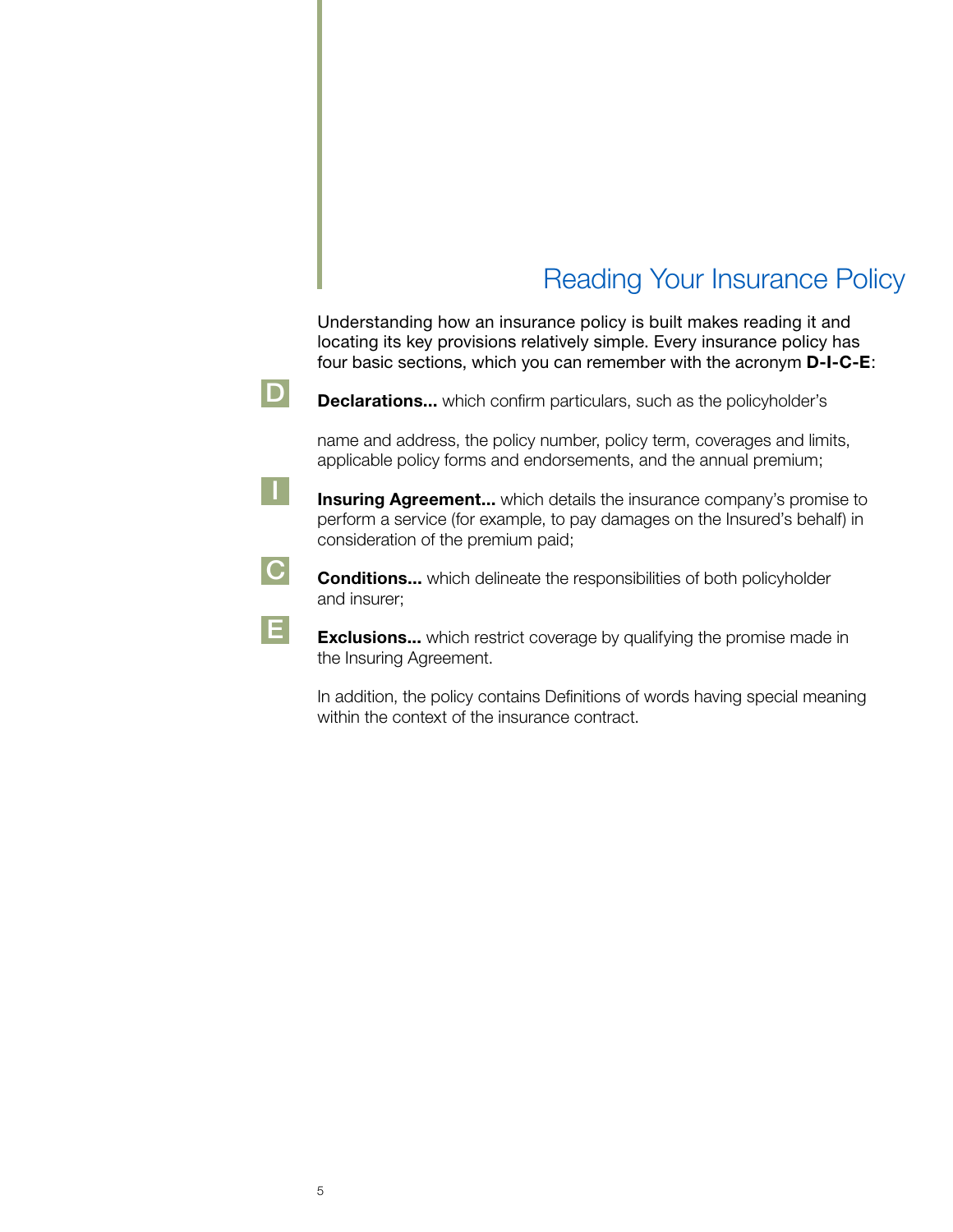# Reading Your Insurance Policy

Understanding how an insurance policy is built makes reading it and locating its key provisions relatively simple. Every insurance policy has four basic sections, which you can remember with the acronym **D-I-C-E**:

**D** — **Declarations...** which confirm particulars, such as the policyholder's name and address, the policy number, policy term, coverages and limits, applicable policy forms and endorsements, and the annual premium;

**I** — **Insuring Agreement...** which details the insurance company's promise to perform a service (for example, to pay damages on the Insured's behalf) in consideration of the premium paid;

**C** — **Conditions...** which delineate the responsibilities of both policyholder and insurer;

**E** — **Exclusions...** which restrict coverage by qualifying the promise made in the Insuring Agreement.

In addition, the policy contains Definitions of words having special meaning within the context of the insurance contract.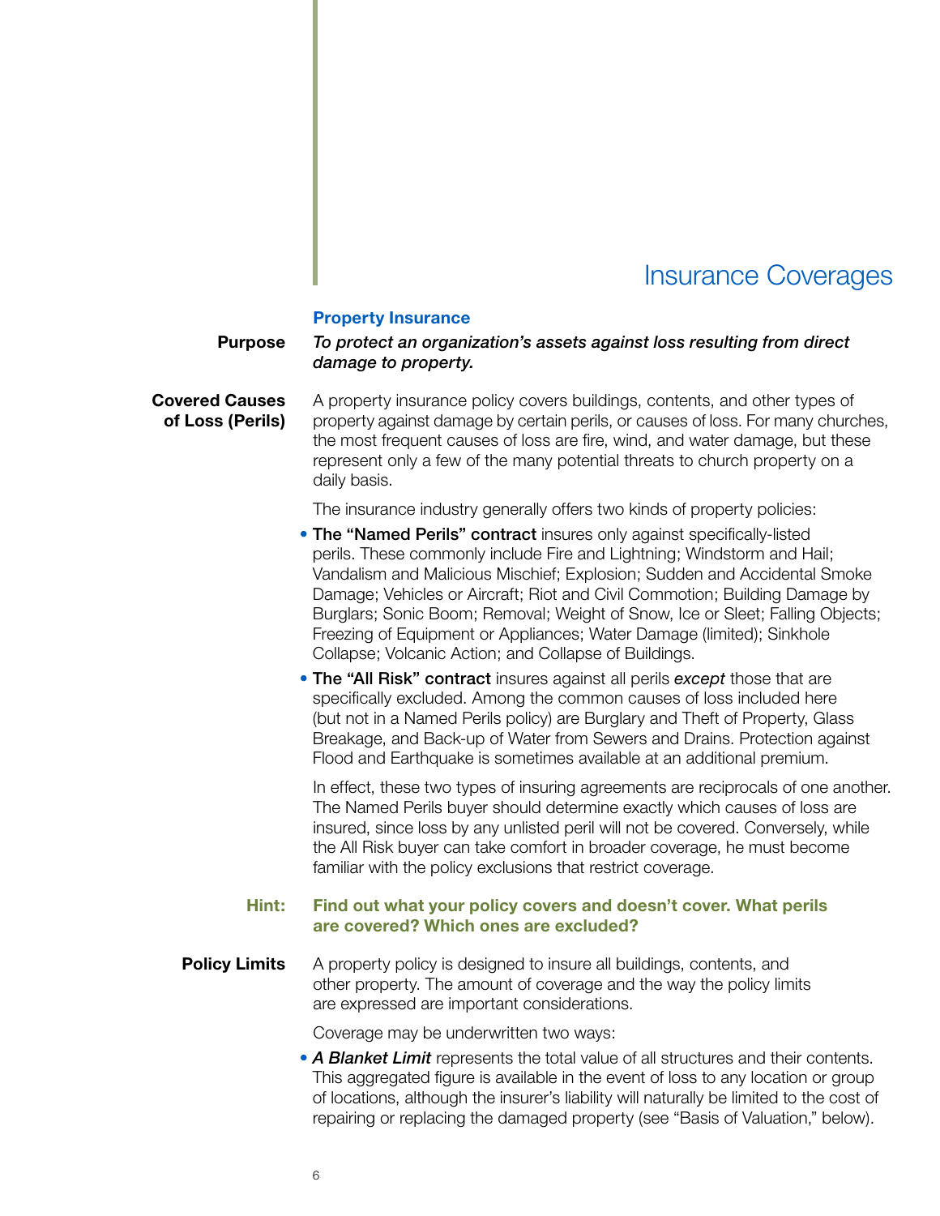# Insurance Coverages

## Property Insurance

**Purpose**

***To protect an organization's assets against loss resulting from direct damage to property.***

**Covered Causes of Loss (Perils)**

A property insurance policy covers buildings, contents, and other types of property against damage by certain perils, or causes of loss. For many churches, the most frequent causes of loss are fire, wind, and water damage, but these represent only a few of the many potential threats to church property on a daily basis.

The insurance industry generally offers two kinds of property policies:

- **The "Named Perils" contract** insures only against specifically-listed perils. These commonly include Fire and Lightning; Windstorm and Hail; Vandalism and Malicious Mischief; Explosion; Sudden and Accidental Smoke Damage; Vehicles or Aircraft; Riot and Civil Commotion; Building Damage by Burglars; Sonic Boom; Removal; Weight of Snow, Ice or Sleet; Falling Objects; Freezing of Equipment or Appliances; Water Damage (limited); Sinkhole Collapse; Volcanic Action; and Collapse of Buildings.
- **The "All Risk" contract** insures against all perils *except* those that are specifically excluded. Among the common causes of loss included here (but not in a Named Perils policy) are Burglary and Theft of Property, Glass Breakage, and Back-up of Water from Sewers and Drains. Protection against Flood and Earthquake is sometimes available at an additional premium.

In effect, these two types of insuring agreements are reciprocals of one another. The Named Perils buyer should determine exactly which causes of loss are insured, since loss by any unlisted peril will not be covered. Conversely, while the All Risk buyer can take comfort in broader coverage, he must become familiar with the policy exclusions that restrict coverage.

**Hint:** **Find out what your policy covers and doesn't cover. What perils are covered? Which ones are excluded?**

**Policy Limits**

A property policy is designed to insure all buildings, contents, and other property. The amount of coverage and the way the policy limits are expressed are important considerations.

Coverage may be underwritten two ways:

- ***A Blanket Limit*** represents the total value of all structures and their contents. This aggregated figure is available in the event of loss to any location or group of locations, although the insurer's liability will naturally be limited to the cost of repairing or replacing the damaged property (see "Basis of Valuation," below).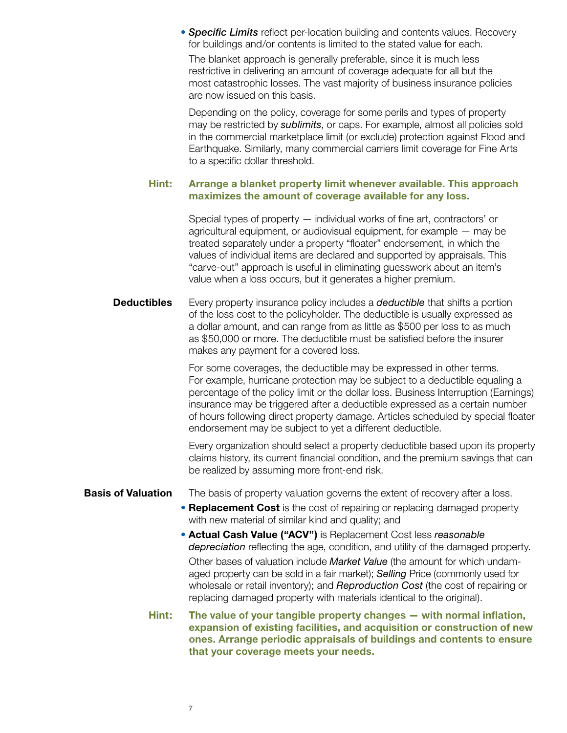- ***Specific Limits*** reflect per-location building and contents values. Recovery for buildings and/or contents is limited to the stated value for each.

  The blanket approach is generally preferable, since it is much less restrictive in delivering an amount of coverage adequate for all but the most catastrophic losses. The vast majority of business insurance policies are now issued on this basis.

  Depending on the policy, coverage for some perils and types of property may be restricted by ***sublimits***, or caps. For example, almost all policies sold in the commercial marketplace limit (or exclude) protection against Flood and Earthquake. Similarly, many commercial carriers limit coverage for Fine Arts to a specific dollar threshold.

**Hint: Arrange a blanket property limit whenever available. This approach maximizes the amount of coverage available for any loss.**

Special types of property — individual works of fine art, contractors' or agricultural equipment, or audiovisual equipment, for example — may be treated separately under a property "floater" endorsement, in which the values of individual items are declared and supported by appraisals. This "carve-out" approach is useful in eliminating guesswork about an item's value when a loss occurs, but it generates a higher premium.

**Deductibles**

Every property insurance policy includes a ***deductible*** that shifts a portion of the loss cost to the policyholder. The deductible is usually expressed as a dollar amount, and can range from as little as $500 per loss to as much as $50,000 or more. The deductible must be satisfied before the insurer makes any payment for a covered loss.

For some coverages, the deductible may be expressed in other terms. For example, hurricane protection may be subject to a deductible equaling a percentage of the policy limit or the dollar loss. Business Interruption (Earnings) insurance may be triggered after a deductible expressed as a certain number of hours following direct property damage. Articles scheduled by special floater endorsement may be subject to yet a different deductible.

Every organization should select a property deductible based upon its property claims history, its current financial condition, and the premium savings that can be realized by assuming more front-end risk.

**Basis of Valuation**

The basis of property valuation governs the extent of recovery after a loss.

- **Replacement Cost** is the cost of repairing or replacing damaged property with new material of similar kind and quality; and
- **Actual Cash Value ("ACV")** is Replacement Cost less *reasonable depreciation* reflecting the age, condition, and utility of the damaged property.

Other bases of valuation include *Market Value* (the amount for which undamaged property can be sold in a fair market); *Selling* Price (commonly used for wholesale or retail inventory); and *Reproduction Cost* (the cost of repairing or replacing damaged property with materials identical to the original).

**Hint: The value of your tangible property changes — with normal inflation, expansion of existing facilities, and acquisition or construction of new ones. Arrange periodic appraisals of buildings and contents to ensure that your coverage meets your needs.**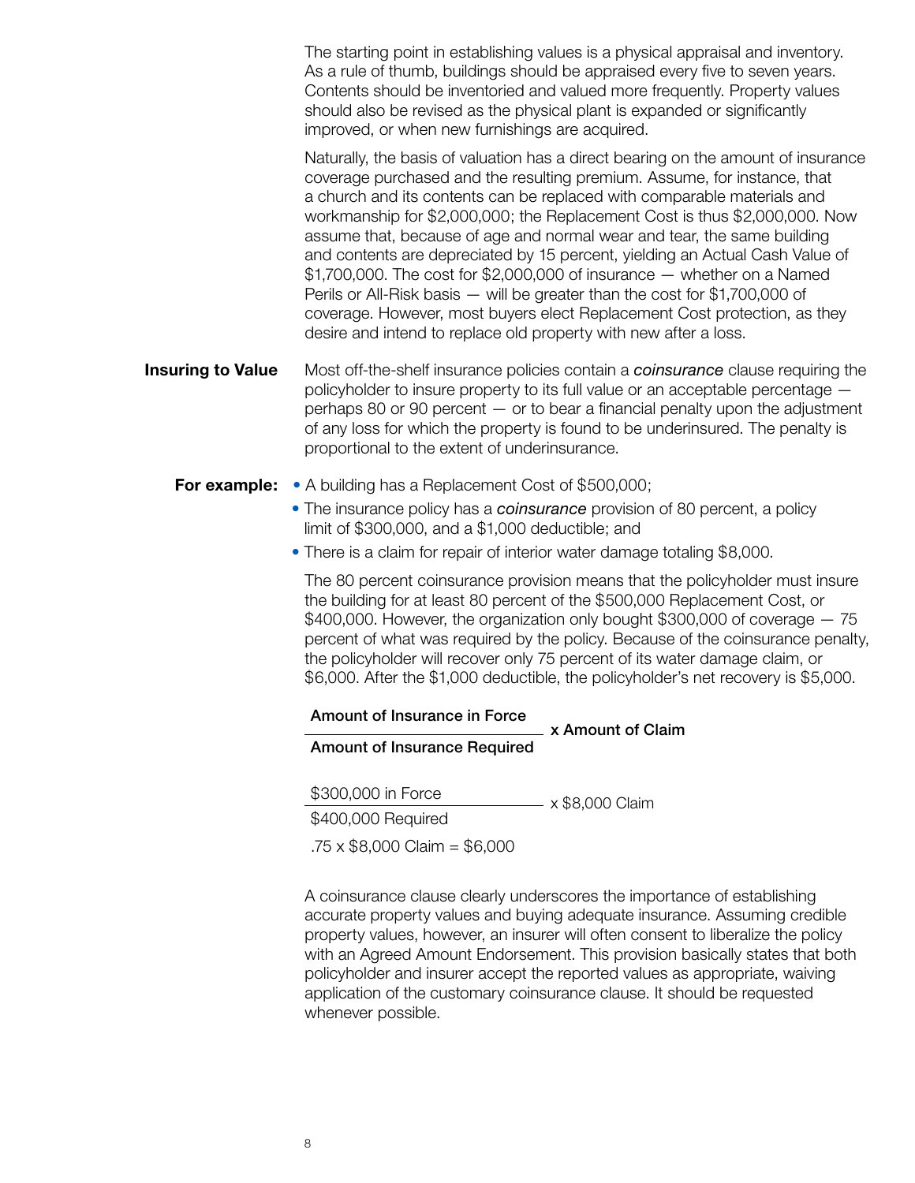The starting point in establishing values is a physical appraisal and inventory. As a rule of thumb, buildings should be appraised every five to seven years. Contents should be inventoried and valued more frequently. Property values should also be revised as the physical plant is expanded or significantly improved, or when new furnishings are acquired.

Naturally, the basis of valuation has a direct bearing on the amount of insurance coverage purchased and the resulting premium. Assume, for instance, that a church and its contents can be replaced with comparable materials and workmanship for $2,000,000; the Replacement Cost is thus $2,000,000. Now assume that, because of age and normal wear and tear, the same building and contents are depreciated by 15 percent, yielding an Actual Cash Value of $1,700,000. The cost for $2,000,000 of insurance — whether on a Named Perils or All-Risk basis — will be greater than the cost for $1,700,000 of coverage. However, most buyers elect Replacement Cost protection, as they desire and intend to replace old property with new after a loss.

**Insuring to Value**

Most off-the-shelf insurance policies contain a ***coinsurance*** clause requiring the policyholder to insure property to its full value or an acceptable percentage — perhaps 80 or 90 percent — or to bear a financial penalty upon the adjustment of any loss for which the property is found to be underinsured. The penalty is proportional to the extent of underinsurance.

**For example:**

- A building has a Replacement Cost of $500,000;
- The insurance policy has a ***coinsurance*** provision of 80 percent, a policy limit of $300,000, and a $1,000 deductible; and
- There is a claim for repair of interior water damage totaling $8,000.

The 80 percent coinsurance provision means that the policyholder must insure the building for at least 80 percent of the $500,000 Replacement Cost, or $400,000. However, the organization only bought $300,000 of coverage — 75 percent of what was required by the policy. Because of the coinsurance penalty, the policyholder will recover only 75 percent of its water damage claim, or $6,000. After the $1,000 deductible, the policyholder's net recovery is $5,000.

$$\frac{\textbf{Amount of Insurance in Force}}{\textbf{Amount of Insurance Required}} \textbf{ x Amount of Claim}$$

$$\frac{\$300{,}000 \text{ in Force}}{\$400{,}000 \text{ Required}} \text{ x } \$8{,}000 \text{ Claim}$$

$$.75 \text{ x } \$8{,}000 \text{ Claim} = \$6{,}000$$

A coinsurance clause clearly underscores the importance of establishing accurate property values and buying adequate insurance. Assuming credible property values, however, an insurer will often consent to liberalize the policy with an Agreed Amount Endorsement. This provision basically states that both policyholder and insurer accept the reported values as appropriate, waiving application of the customary coinsurance clause. It should be requested whenever possible.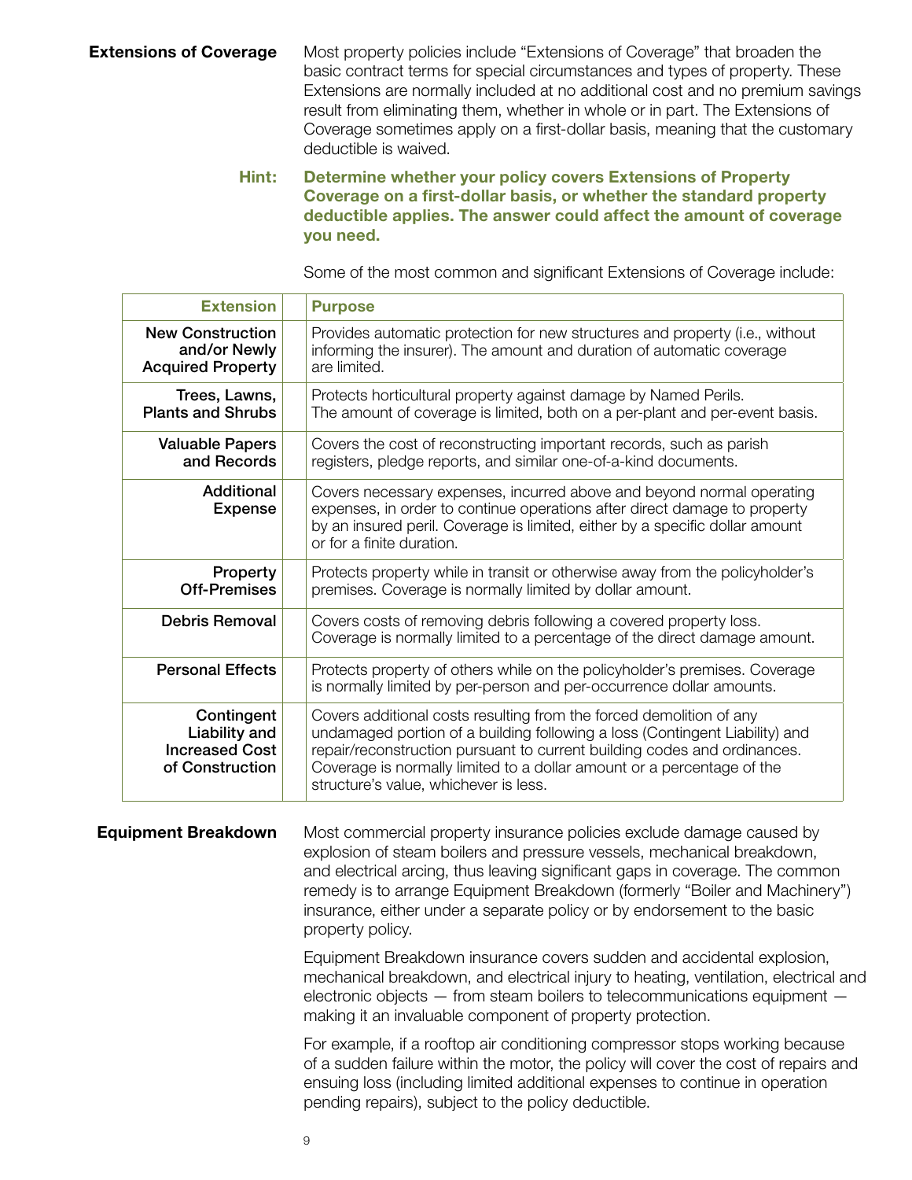## Extensions of Coverage

Most property policies include "Extensions of Coverage" that broaden the basic contract terms for special circumstances and types of property. These Extensions are normally included at no additional cost and no premium savings result from eliminating them, whether in whole or in part. The Extensions of Coverage sometimes apply on a first-dollar basis, meaning that the customary deductible is waived.

**Hint: Determine whether your policy covers Extensions of Property Coverage on a first-dollar basis, or whether the standard property deductible applies. The answer could affect the amount of coverage you need.**

Some of the most common and significant Extensions of Coverage include:

| Extension | Purpose |
|---|---|
| New Construction and/or Newly Acquired Property | Provides automatic protection for new structures and property (i.e., without informing the insurer). The amount and duration of automatic coverage are limited. |
| Trees, Lawns, Plants and Shrubs | Protects horticultural property against damage by Named Perils. The amount of coverage is limited, both on a per-plant and per-event basis. |
| Valuable Papers and Records | Covers the cost of reconstructing important records, such as parish registers, pledge reports, and similar one-of-a-kind documents. |
| Additional Expense | Covers necessary expenses, incurred above and beyond normal operating expenses, in order to continue operations after direct damage to property by an insured peril. Coverage is limited, either by a specific dollar amount or for a finite duration. |
| Property Off-Premises | Protects property while in transit or otherwise away from the policyholder's premises. Coverage is normally limited by dollar amount. |
| Debris Removal | Covers costs of removing debris following a covered property loss. Coverage is normally limited to a percentage of the direct damage amount. |
| Personal Effects | Protects property of others while on the policyholder's premises. Coverage is normally limited by per-person and per-occurrence dollar amounts. |
| Contingent Liability and Increased Cost of Construction | Covers additional costs resulting from the forced demolition of any undamaged portion of a building following a loss (Contingent Liability) and repair/reconstruction pursuant to current building codes and ordinances. Coverage is normally limited to a dollar amount or a percentage of the structure's value, whichever is less. |

## Equipment Breakdown

Most commercial property insurance policies exclude damage caused by explosion of steam boilers and pressure vessels, mechanical breakdown, and electrical arcing, thus leaving significant gaps in coverage. The common remedy is to arrange Equipment Breakdown (formerly "Boiler and Machinery") insurance, either under a separate policy or by endorsement to the basic property policy.

Equipment Breakdown insurance covers sudden and accidental explosion, mechanical breakdown, and electrical injury to heating, ventilation, electrical and electronic objects — from steam boilers to telecommunications equipment — making it an invaluable component of property protection.

For example, if a rooftop air conditioning compressor stops working because of a sudden failure within the motor, the policy will cover the cost of repairs and ensuing loss (including limited additional expenses to continue in operation pending repairs), subject to the policy deductible.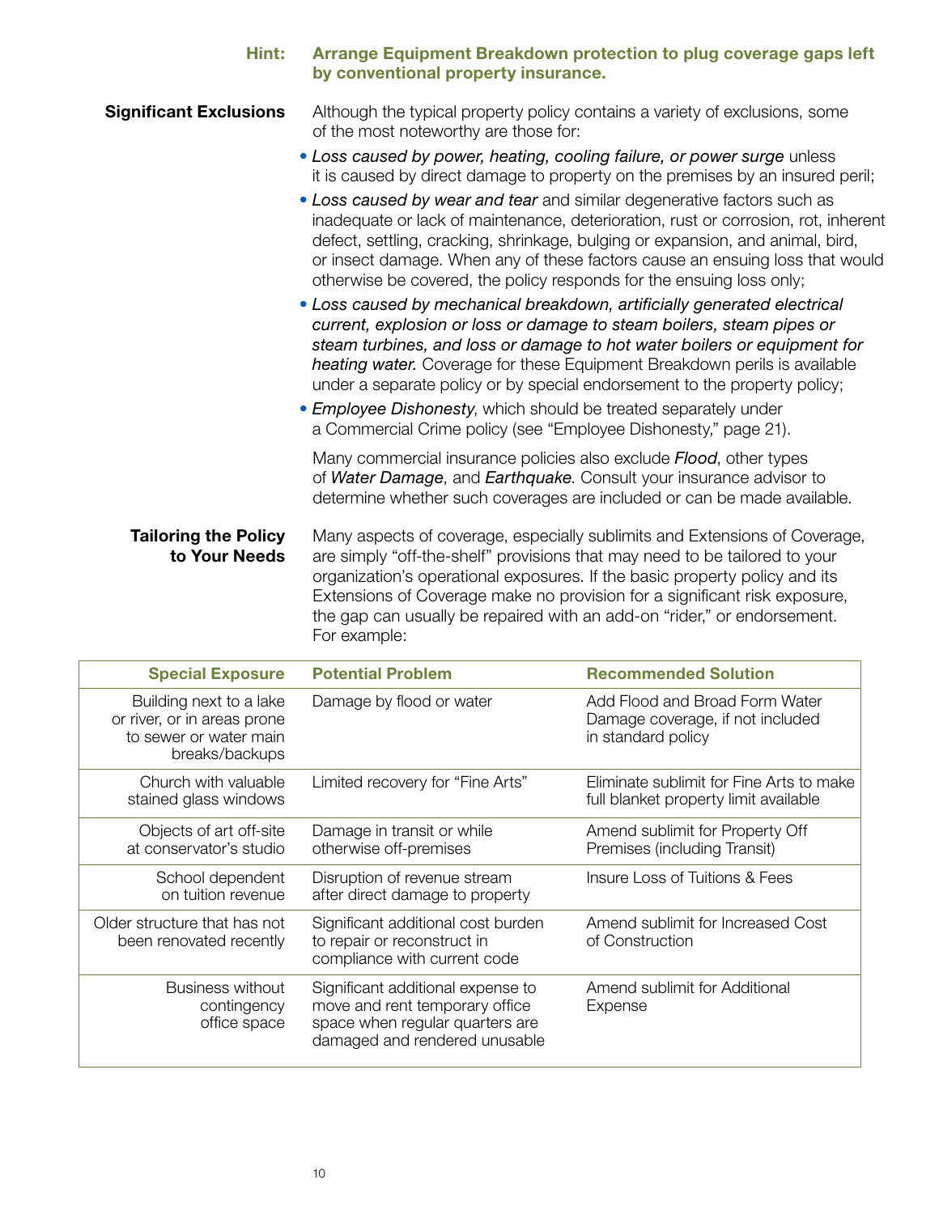**Hint:** **Arrange Equipment Breakdown protection to plug coverage gaps left by conventional property insurance.**

### Significant Exclusions

Although the typical property policy contains a variety of exclusions, some of the most noteworthy are those for:

- *Loss caused by power, heating, cooling failure, or power surge* unless it is caused by direct damage to property on the premises by an insured peril;
- *Loss caused by wear and tear* and similar degenerative factors such as inadequate or lack of maintenance, deterioration, rust or corrosion, rot, inherent defect, settling, cracking, shrinkage, bulging or expansion, and animal, bird, or insect damage. When any of these factors cause an ensuing loss that would otherwise be covered, the policy responds for the ensuing loss only;
- *Loss caused by mechanical breakdown, artificially generated electrical current, explosion or loss or damage to steam boilers, steam pipes or steam turbines, and loss or damage to hot water boilers or equipment for heating water.* Coverage for these Equipment Breakdown perils is available under a separate policy or by special endorsement to the property policy;
- *Employee Dishonesty*, which should be treated separately under a Commercial Crime policy (see "Employee Dishonesty," page 21).

Many commercial insurance policies also exclude *Flood*, other types of *Water Damage*, and *Earthquake*. Consult your insurance advisor to determine whether such coverages are included or can be made available.

### Tailoring the Policy to Your Needs

Many aspects of coverage, especially sublimits and Extensions of Coverage, are simply "off-the-shelf" provisions that may need to be tailored to your organization's operational exposures. If the basic property policy and its Extensions of Coverage make no provision for a significant risk exposure, the gap can usually be repaired with an add-on "rider," or endorsement. For example:

| Special Exposure | Potential Problem | Recommended Solution |
|---|---|---|
| Building next to a lake or river, or in areas prone to sewer or water main breaks/backups | Damage by flood or water | Add Flood and Broad Form Water Damage coverage, if not included in standard policy |
| Church with valuable stained glass windows | Limited recovery for "Fine Arts" | Eliminate sublimit for Fine Arts to make full blanket property limit available |
| Objects of art off-site at conservator's studio | Damage in transit or while otherwise off-premises | Amend sublimit for Property Off Premises (including Transit) |
| School dependent on tuition revenue | Disruption of revenue stream after direct damage to property | Insure Loss of Tuitions & Fees |
| Older structure that has not been renovated recently | Significant additional cost burden to repair or reconstruct in compliance with current code | Amend sublimit for Increased Cost of Construction |
| Business without contingency office space | Significant additional expense to move and rent temporary office space when regular quarters are damaged and rendered unusable | Amend sublimit for Additional Expense |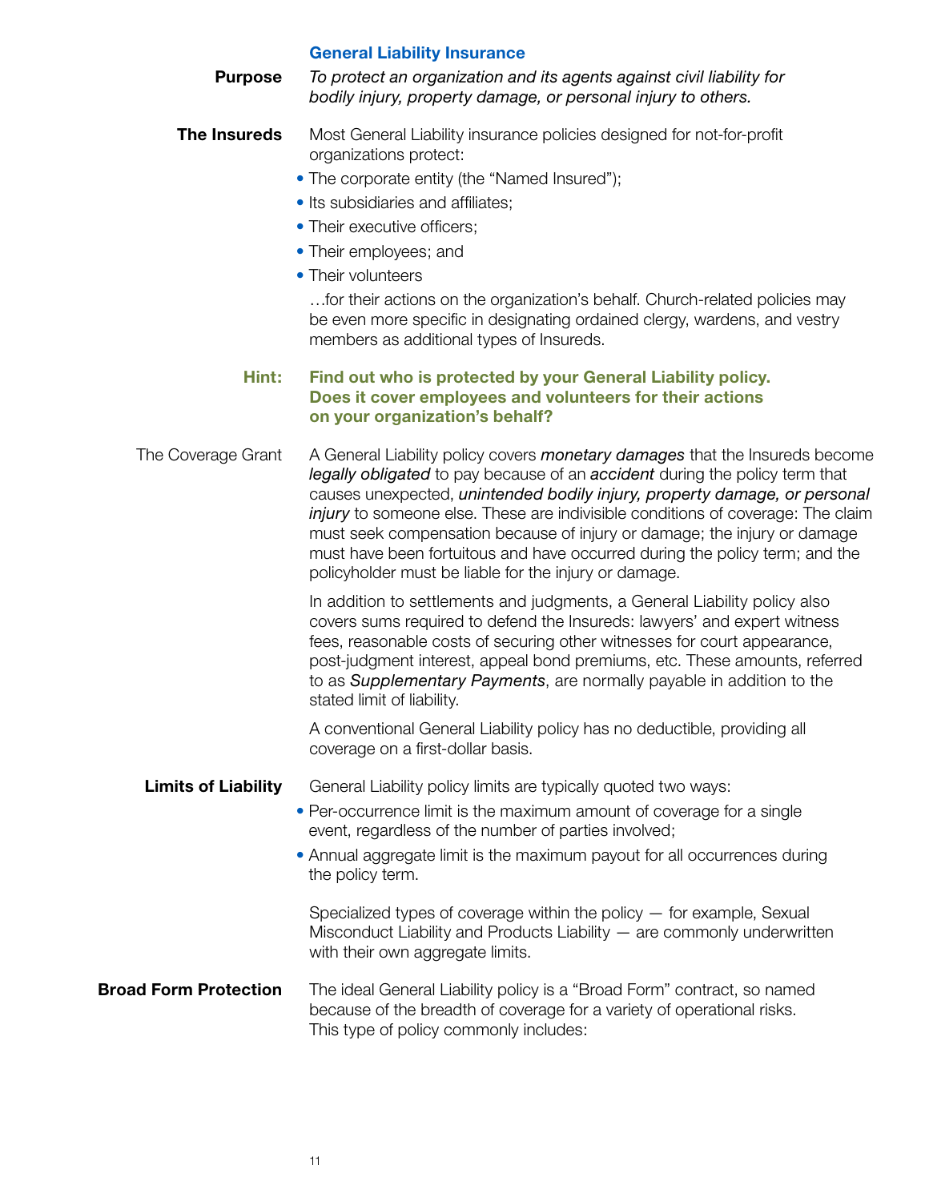## General Liability Insurance

**Purpose**

*To protect an organization and its agents against civil liability for bodily injury, property damage, or personal injury to others.*

**The Insureds**

Most General Liability insurance policies designed for not-for-profit organizations protect:

- The corporate entity (the "Named Insured");
- Its subsidiaries and affiliates;
- Their executive officers;
- Their employees; and
- Their volunteers

…for their actions on the organization's behalf. Church-related policies may be even more specific in designating ordained clergy, wardens, and vestry members as additional types of Insureds.

**Hint: Find out who is protected by your General Liability policy. Does it cover employees and volunteers for their actions on your organization's behalf?**

The Coverage Grant

A General Liability policy covers *monetary damages* that the Insureds become *legally obligated* to pay because of an *accident* during the policy term that causes unexpected, *unintended bodily injury, property damage, or personal injury* to someone else. These are indivisible conditions of coverage: The claim must seek compensation because of injury or damage; the injury or damage must have been fortuitous and have occurred during the policy term; and the policyholder must be liable for the injury or damage.

In addition to settlements and judgments, a General Liability policy also covers sums required to defend the Insureds: lawyers' and expert witness fees, reasonable costs of securing other witnesses for court appearance, post-judgment interest, appeal bond premiums, etc. These amounts, referred to as *Supplementary Payments*, are normally payable in addition to the stated limit of liability.

A conventional General Liability policy has no deductible, providing all coverage on a first-dollar basis.

**Limits of Liability**

General Liability policy limits are typically quoted two ways:

- Per-occurrence limit is the maximum amount of coverage for a single event, regardless of the number of parties involved;
- Annual aggregate limit is the maximum payout for all occurrences during the policy term.

Specialized types of coverage within the policy — for example, Sexual Misconduct Liability and Products Liability — are commonly underwritten with their own aggregate limits.

**Broad Form Protection**

The ideal General Liability policy is a "Broad Form" contract, so named because of the breadth of coverage for a variety of operational risks. This type of policy commonly includes: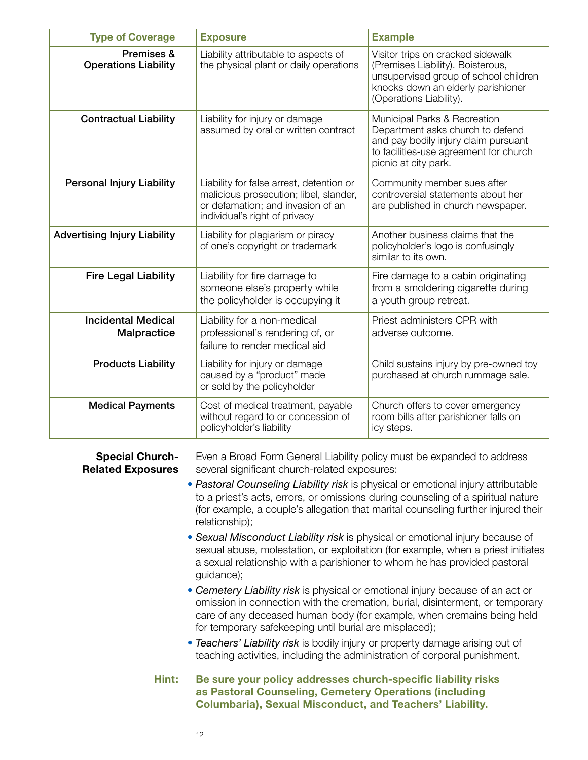| Type of Coverage | Exposure | Example |
|---|---|---|
| Premises & Operations Liability | Liability attributable to aspects of the physical plant or daily operations | Visitor trips on cracked sidewalk (Premises Liability). Boisterous, unsupervised group of school children knocks down an elderly parishioner (Operations Liability). |
| Contractual Liability | Liability for injury or damage assumed by oral or written contract | Municipal Parks & Recreation Department asks church to defend and pay bodily injury claim pursuant to facilities-use agreement for church picnic at city park. |
| Personal Injury Liability | Liability for false arrest, detention or malicious prosecution; libel, slander, or defamation; and invasion of an individual's right of privacy | Community member sues after controversial statements about her are published in church newspaper. |
| Advertising Injury Liability | Liability for plagiarism or piracy of one's copyright or trademark | Another business claims that the policyholder's logo is confusingly similar to its own. |
| Fire Legal Liability | Liability for fire damage to someone else's property while the policyholder is occupying it | Fire damage to a cabin originating from a smoldering cigarette during a youth group retreat. |
| Incidental Medical Malpractice | Liability for a non-medical professional's rendering of, or failure to render medical aid | Priest administers CPR with adverse outcome. |
| Products Liability | Liability for injury or damage caused by a "product" made or sold by the policyholder | Child sustains injury by pre-owned toy purchased at church rummage sale. |
| Medical Payments | Cost of medical treatment, payable without regard to or concession of policyholder's liability | Church offers to cover emergency room bills after parishioner falls on icy steps. |

**Special Church-Related Exposures**

Even a Broad Form General Liability policy must be expanded to address several significant church-related exposures:

- *Pastoral Counseling Liability risk* is physical or emotional injury attributable to a priest's acts, errors, or omissions during counseling of a spiritual nature (for example, a couple's allegation that marital counseling further injured their relationship);
- *Sexual Misconduct Liability risk* is physical or emotional injury because of sexual abuse, molestation, or exploitation (for example, when a priest initiates a sexual relationship with a parishioner to whom he has provided pastoral guidance);
- *Cemetery Liability risk* is physical or emotional injury because of an act or omission in connection with the cremation, burial, disinterment, or temporary care of any deceased human body (for example, when cremains being held for temporary safekeeping until burial are misplaced);
- *Teachers' Liability risk* is bodily injury or property damage arising out of teaching activities, including the administration of corporal punishment.

**Hint:** **Be sure your policy addresses church-specific liability risks as Pastoral Counseling, Cemetery Operations (including Columbaria), Sexual Misconduct, and Teachers' Liability.**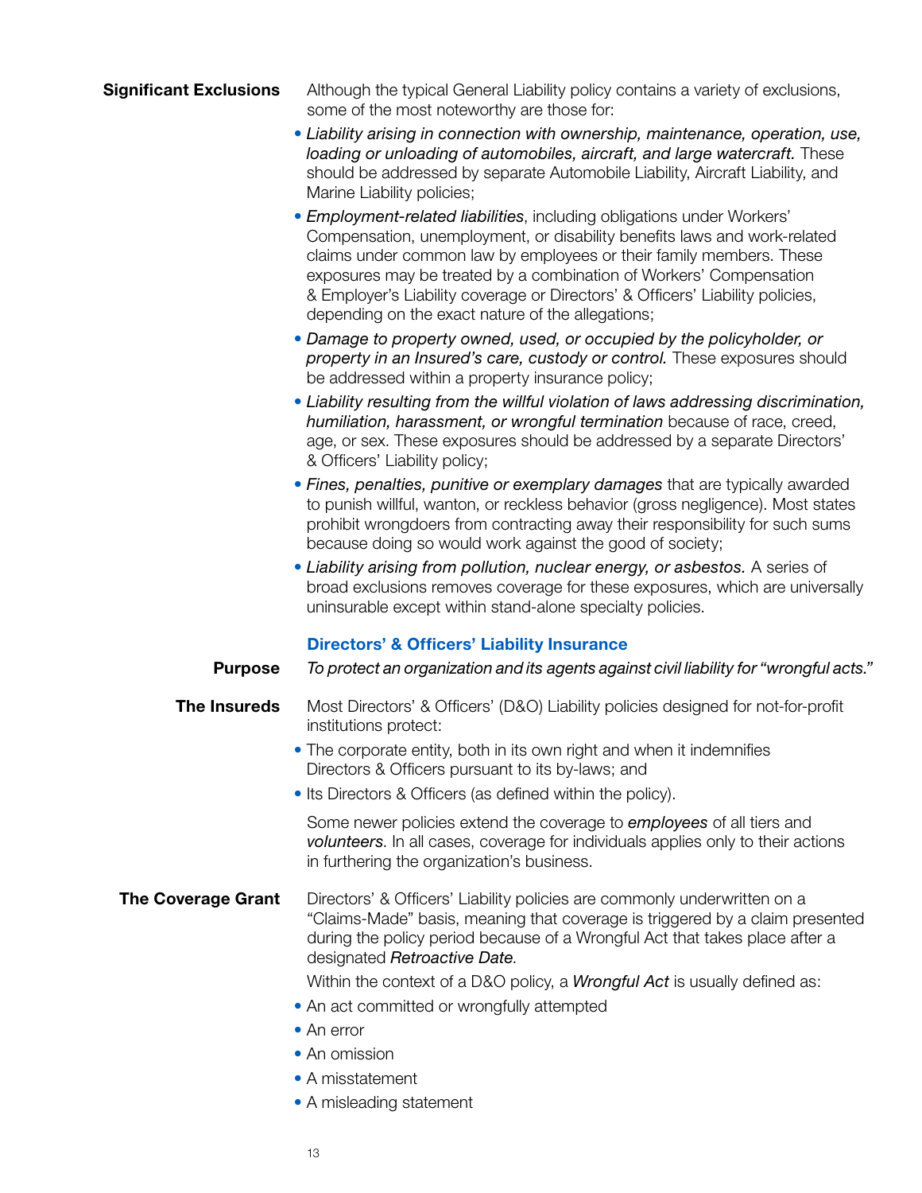**Significant Exclusions**

Although the typical General Liability policy contains a variety of exclusions, some of the most noteworthy are those for:

- *Liability arising in connection with ownership, maintenance, operation, use, loading or unloading of automobiles, aircraft, and large watercraft.* These should be addressed by separate Automobile Liability, Aircraft Liability, and Marine Liability policies;
- *Employment-related liabilities*, including obligations under Workers' Compensation, unemployment, or disability benefits laws and work-related claims under common law by employees or their family members. These exposures may be treated by a combination of Workers' Compensation & Employer's Liability coverage or Directors' & Officers' Liability policies, depending on the exact nature of the allegations;
- *Damage to property owned, used, or occupied by the policyholder, or property in an Insured's care, custody or control.* These exposures should be addressed within a property insurance policy;
- *Liability resulting from the willful violation of laws addressing discrimination, humiliation, harassment, or wrongful termination* because of race, creed, age, or sex. These exposures should be addressed by a separate Directors' & Officers' Liability policy;
- *Fines, penalties, punitive or exemplary damages* that are typically awarded to punish willful, wanton, or reckless behavior (gross negligence). Most states prohibit wrongdoers from contracting away their responsibility for such sums because doing so would work against the good of society;
- *Liability arising from pollution, nuclear energy, or asbestos.* A series of broad exclusions removes coverage for these exposures, which are universally uninsurable except within stand-alone specialty policies.

## Directors' & Officers' Liability Insurance

**Purpose**

*To protect an organization and its agents against civil liability for "wrongful acts."*

**The Insureds**

Most Directors' & Officers' (D&O) Liability policies designed for not-for-profit institutions protect:

- The corporate entity, both in its own right and when it indemnifies Directors & Officers pursuant to its by-laws; and
- Its Directors & Officers (as defined within the policy).

Some newer policies extend the coverage to ***employees*** of all tiers and ***volunteers***. In all cases, coverage for individuals applies only to their actions in furthering the organization's business.

**The Coverage Grant**

Directors' & Officers' Liability policies are commonly underwritten on a "Claims-Made" basis, meaning that coverage is triggered by a claim presented during the policy period because of a Wrongful Act that takes place after a designated *Retroactive Date*.

Within the context of a D&O policy, a *Wrongful Act* is usually defined as:

- An act committed or wrongfully attempted
- An error
- An omission
- A misstatement
- A misleading statement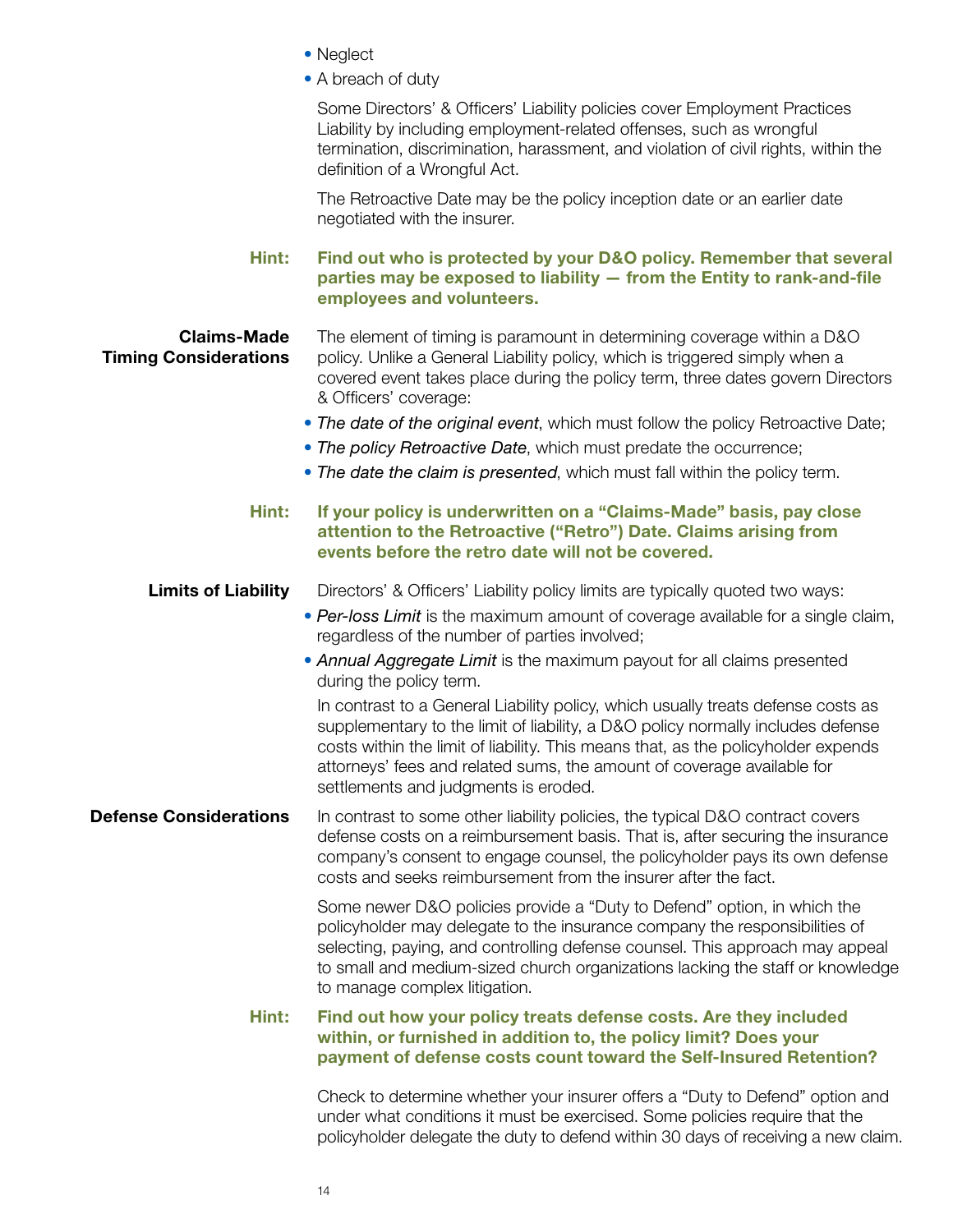- Neglect
- A breach of duty

Some Directors' & Officers' Liability policies cover Employment Practices Liability by including employment-related offenses, such as wrongful termination, discrimination, harassment, and violation of civil rights, within the definition of a Wrongful Act.

The Retroactive Date may be the policy inception date or an earlier date negotiated with the insurer.

**Hint: Find out who is protected by your D&O policy. Remember that several parties may be exposed to liability — from the Entity to rank-and-file employees and volunteers.**

**Claims-Made Timing Considerations**

The element of timing is paramount in determining coverage within a D&O policy. Unlike a General Liability policy, which is triggered simply when a covered event takes place during the policy term, three dates govern Directors & Officers' coverage:

- *The date of the original event*, which must follow the policy Retroactive Date;
- *The policy Retroactive Date*, which must predate the occurrence;
- *The date the claim is presented*, which must fall within the policy term.

**Hint: If your policy is underwritten on a "Claims-Made" basis, pay close attention to the Retroactive ("Retro") Date. Claims arising from events before the retro date will not be covered.**

**Limits of Liability**

Directors' & Officers' Liability policy limits are typically quoted two ways:

- *Per-loss Limit* is the maximum amount of coverage available for a single claim, regardless of the number of parties involved;
- *Annual Aggregate Limit* is the maximum payout for all claims presented during the policy term.

In contrast to a General Liability policy, which usually treats defense costs as supplementary to the limit of liability, a D&O policy normally includes defense costs within the limit of liability. This means that, as the policyholder expends attorneys' fees and related sums, the amount of coverage available for settlements and judgments is eroded.

**Defense Considerations**

In contrast to some other liability policies, the typical D&O contract covers defense costs on a reimbursement basis. That is, after securing the insurance company's consent to engage counsel, the policyholder pays its own defense costs and seeks reimbursement from the insurer after the fact.

Some newer D&O policies provide a "Duty to Defend" option, in which the policyholder may delegate to the insurance company the responsibilities of selecting, paying, and controlling defense counsel. This approach may appeal to small and medium-sized church organizations lacking the staff or knowledge to manage complex litigation.

**Hint: Find out how your policy treats defense costs. Are they included within, or furnished in addition to, the policy limit? Does your payment of defense costs count toward the Self-Insured Retention?**

Check to determine whether your insurer offers a "Duty to Defend" option and under what conditions it must be exercised. Some policies require that the policyholder delegate the duty to defend within 30 days of receiving a new claim.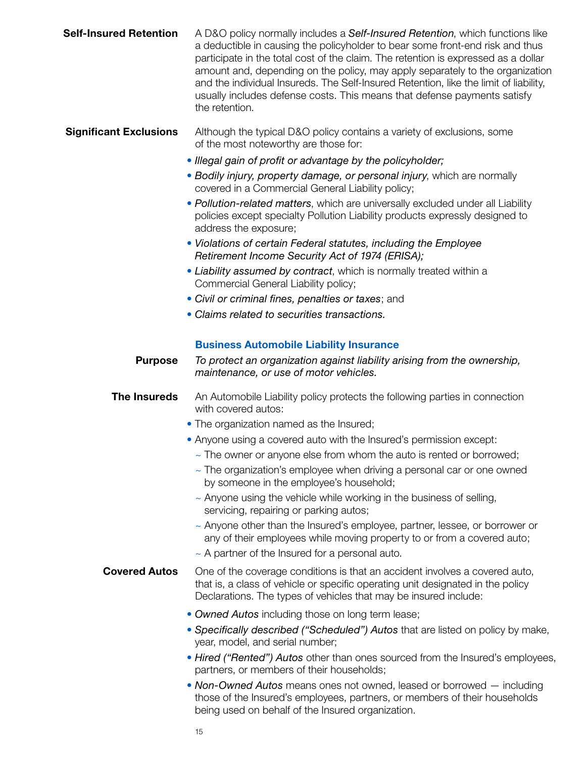**Self-Insured Retention**

A D&O policy normally includes a *Self-Insured Retention*, which functions like a deductible in causing the policyholder to bear some front-end risk and thus participate in the total cost of the claim. The retention is expressed as a dollar amount and, depending on the policy, may apply separately to the organization and the individual Insureds. The Self-Insured Retention, like the limit of liability, usually includes defense costs. This means that defense payments satisfy the retention.

**Significant Exclusions**

Although the typical D&O policy contains a variety of exclusions, some of the most noteworthy are those for:

- *Illegal gain of profit or advantage by the policyholder;*
- *Bodily injury, property damage, or personal injury*, which are normally covered in a Commercial General Liability policy;
- *Pollution-related matters*, which are universally excluded under all Liability policies except specialty Pollution Liability products expressly designed to address the exposure;
- *Violations of certain Federal statutes, including the Employee Retirement Income Security Act of 1974 (ERISA);*
- *Liability assumed by contract*, which is normally treated within a Commercial General Liability policy;
- *Civil or criminal fines, penalties or taxes*; and
- *Claims related to securities transactions.*

## Business Automobile Liability Insurance

**Purpose**

*To protect an organization against liability arising from the ownership, maintenance, or use of motor vehicles.*

**The Insureds**

An Automobile Liability policy protects the following parties in connection with covered autos:

- The organization named as the Insured;
- Anyone using a covered auto with the Insured's permission except:
  - ~ The owner or anyone else from whom the auto is rented or borrowed;
  - ~ The organization's employee when driving a personal car or one owned by someone in the employee's household;
  - ~ Anyone using the vehicle while working in the business of selling, servicing, repairing or parking autos;
  - ~ Anyone other than the Insured's employee, partner, lessee, or borrower or any of their employees while moving property to or from a covered auto;
  - ~ A partner of the Insured for a personal auto.

**Covered Autos**

One of the coverage conditions is that an accident involves a covered auto, that is, a class of vehicle or specific operating unit designated in the policy Declarations. The types of vehicles that may be insured include:

- *Owned Autos* including those on long term lease;
- *Specifically described ("Scheduled") Autos* that are listed on policy by make, year, model, and serial number;
- *Hired ("Rented") Autos* other than ones sourced from the Insured's employees, partners, or members of their households;
- *Non-Owned Autos* means ones not owned, leased or borrowed — including those of the Insured's employees, partners, or members of their households being used on behalf of the Insured organization.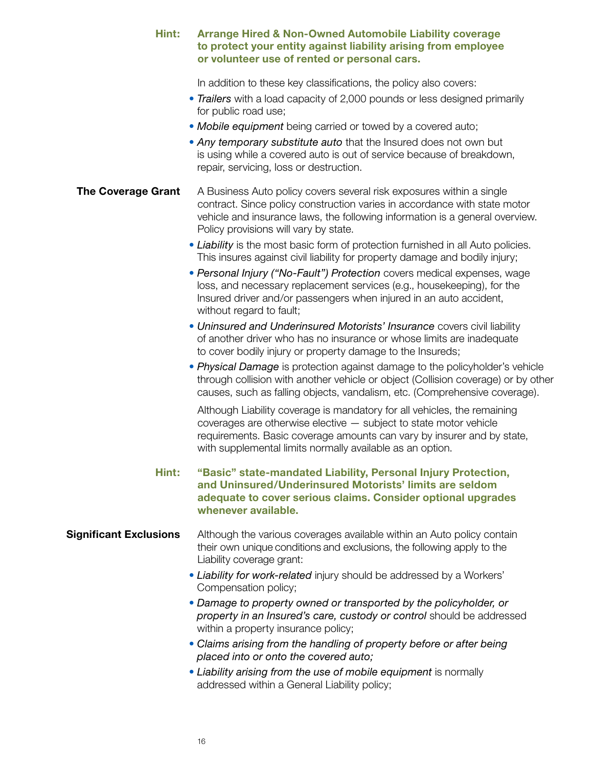**Hint:** **Arrange Hired & Non-Owned Automobile Liability coverage to protect your entity against liability arising from employee or volunteer use of rented or personal cars.**

In addition to these key classifications, the policy also covers:

- *Trailers* with a load capacity of 2,000 pounds or less designed primarily for public road use;
- *Mobile equipment* being carried or towed by a covered auto;
- *Any temporary substitute auto* that the Insured does not own but is using while a covered auto is out of service because of breakdown, repair, servicing, loss or destruction.

### The Coverage Grant

A Business Auto policy covers several risk exposures within a single contract. Since policy construction varies in accordance with state motor vehicle and insurance laws, the following information is a general overview. Policy provisions will vary by state.

- *Liability* is the most basic form of protection furnished in all Auto policies. This insures against civil liability for property damage and bodily injury;
- *Personal Injury ("No-Fault") Protection* covers medical expenses, wage loss, and necessary replacement services (e.g., housekeeping), for the Insured driver and/or passengers when injured in an auto accident, without regard to fault;
- *Uninsured and Underinsured Motorists' Insurance* covers civil liability of another driver who has no insurance or whose limits are inadequate to cover bodily injury or property damage to the Insureds;
- *Physical Damage* is protection against damage to the policyholder's vehicle through collision with another vehicle or object (Collision coverage) or by other causes, such as falling objects, vandalism, etc. (Comprehensive coverage).

Although Liability coverage is mandatory for all vehicles, the remaining coverages are otherwise elective — subject to state motor vehicle requirements. Basic coverage amounts can vary by insurer and by state, with supplemental limits normally available as an option.

**Hint:** **"Basic" state-mandated Liability, Personal Injury Protection, and Uninsured/Underinsured Motorists' limits are seldom adequate to cover serious claims. Consider optional upgrades whenever available.**

### Significant Exclusions

Although the various coverages available within an Auto policy contain their own unique conditions and exclusions, the following apply to the Liability coverage grant:

- *Liability for work-related* injury should be addressed by a Workers' Compensation policy;
- *Damage to property owned or transported by the policyholder, or property in an Insured's care, custody or control* should be addressed within a property insurance policy;
- *Claims arising from the handling of property before or after being placed into or onto the covered auto;*
- *Liability arising from the use of mobile equipment* is normally addressed within a General Liability policy;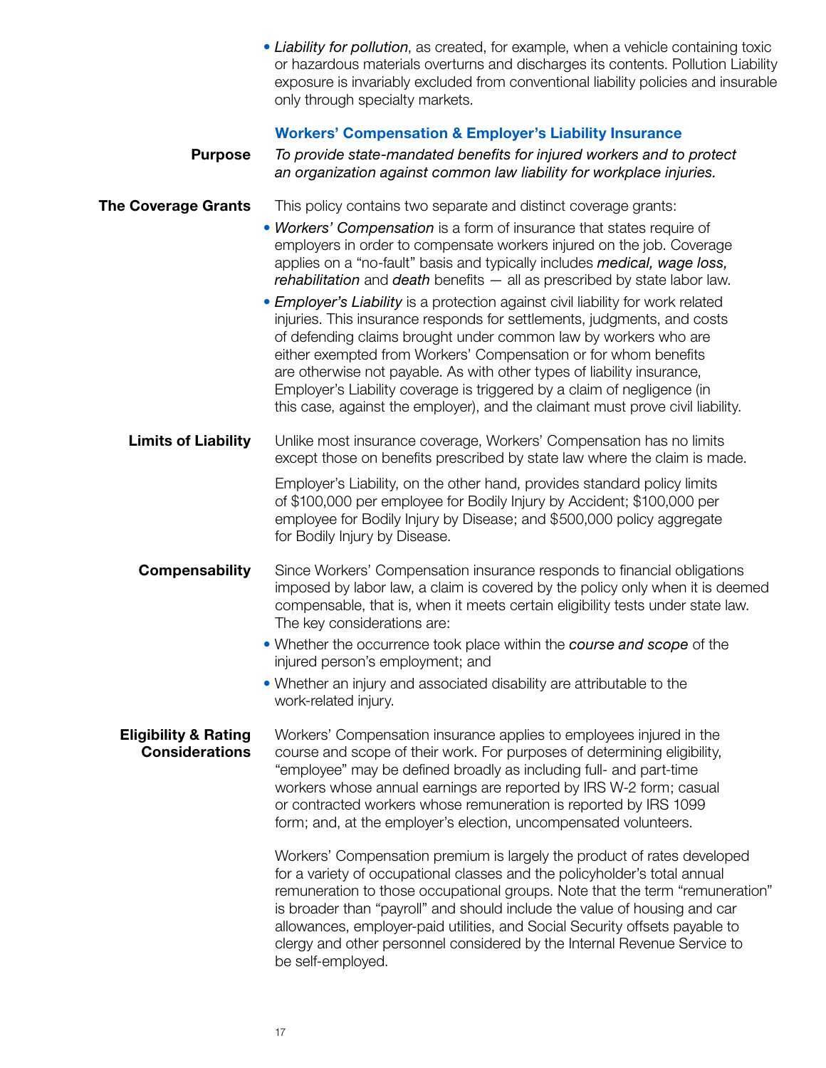- *Liability for pollution*, as created, for example, when a vehicle containing toxic or hazardous materials overturns and discharges its contents. Pollution Liability exposure is invariably excluded from conventional liability policies and insurable only through specialty markets.

## Workers' Compensation & Employer's Liability Insurance

**Purpose**

*To provide state-mandated benefits for injured workers and to protect an organization against common law liability for workplace injuries.*

**The Coverage Grants**

This policy contains two separate and distinct coverage grants:

- *Workers' Compensation* is a form of insurance that states require of employers in order to compensate workers injured on the job. Coverage applies on a "no-fault" basis and typically includes *medical, wage loss, rehabilitation* and *death* benefits — all as prescribed by state labor law.
- *Employer's Liability* is a protection against civil liability for work related injuries. This insurance responds for settlements, judgments, and costs of defending claims brought under common law by workers who are either exempted from Workers' Compensation or for whom benefits are otherwise not payable. As with other types of liability insurance, Employer's Liability coverage is triggered by a claim of negligence (in this case, against the employer), and the claimant must prove civil liability.

**Limits of Liability**

Unlike most insurance coverage, Workers' Compensation has no limits except those on benefits prescribed by state law where the claim is made.

Employer's Liability, on the other hand, provides standard policy limits of $100,000 per employee for Bodily Injury by Accident; $100,000 per employee for Bodily Injury by Disease; and $500,000 policy aggregate for Bodily Injury by Disease.

**Compensability**

Since Workers' Compensation insurance responds to financial obligations imposed by labor law, a claim is covered by the policy only when it is deemed compensable, that is, when it meets certain eligibility tests under state law. The key considerations are:

- Whether the occurrence took place within the *course and scope* of the injured person's employment; and
- Whether an injury and associated disability are attributable to the work-related injury.

**Eligibility & Rating Considerations**

Workers' Compensation insurance applies to employees injured in the course and scope of their work. For purposes of determining eligibility, "employee" may be defined broadly as including full- and part-time workers whose annual earnings are reported by IRS W-2 form; casual or contracted workers whose remuneration is reported by IRS 1099 form; and, at the employer's election, uncompensated volunteers.

Workers' Compensation premium is largely the product of rates developed for a variety of occupational classes and the policyholder's total annual remuneration to those occupational groups. Note that the term "remuneration" is broader than "payroll" and should include the value of housing and car allowances, employer-paid utilities, and Social Security offsets payable to clergy and other personnel considered by the Internal Revenue Service to be self-employed.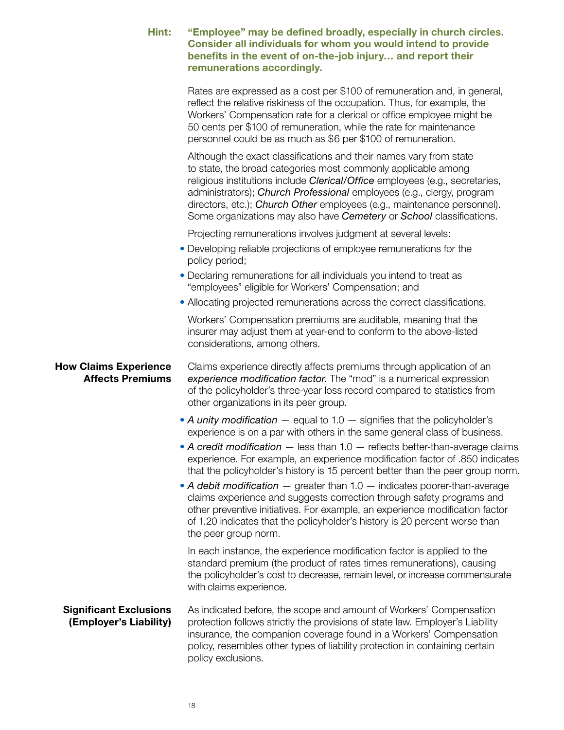**Hint: "Employee" may be defined broadly, especially in church circles. Consider all individuals for whom you would intend to provide benefits in the event of on-the-job injury… and report their remunerations accordingly.**

Rates are expressed as a cost per $100 of remuneration and, in general, reflect the relative riskiness of the occupation. Thus, for example, the Workers' Compensation rate for a clerical or office employee might be 50 cents per $100 of remuneration, while the rate for maintenance personnel could be as much as $6 per $100 of remuneration.

Although the exact classifications and their names vary from state to state, the broad categories most commonly applicable among religious institutions include *Clerical/Office* employees (e.g., secretaries, administrators); *Church Professional* employees (e.g., clergy, program directors, etc.); *Church Other* employees (e.g., maintenance personnel). Some organizations may also have *Cemetery* or *School* classifications.

Projecting remunerations involves judgment at several levels:

- Developing reliable projections of employee remunerations for the policy period;
- Declaring remunerations for all individuals you intend to treat as "employees" eligible for Workers' Compensation; and
- Allocating projected remunerations across the correct classifications.

Workers' Compensation premiums are auditable, meaning that the insurer may adjust them at year-end to conform to the above-listed considerations, among others.

## How Claims Experience Affects Premiums

Claims experience directly affects premiums through application of an *experience modification factor*. The "mod" is a numerical expression of the policyholder's three-year loss record compared to statistics from other organizations in its peer group.

- *A unity modification* — equal to 1.0 — signifies that the policyholder's experience is on a par with others in the same general class of business.
- *A credit modification* — less than 1.0 — reflects better-than-average claims experience. For example, an experience modification factor of .850 indicates that the policyholder's history is 15 percent better than the peer group norm.
- *A debit modification* — greater than 1.0 — indicates poorer-than-average claims experience and suggests correction through safety programs and other preventive initiatives. For example, an experience modification factor of 1.20 indicates that the policyholder's history is 20 percent worse than the peer group norm.

In each instance, the experience modification factor is applied to the standard premium (the product of rates times remunerations), causing the policyholder's cost to decrease, remain level, or increase commensurate with claims experience.

## Significant Exclusions (Employer's Liability)

As indicated before, the scope and amount of Workers' Compensation protection follows strictly the provisions of state law. Employer's Liability insurance, the companion coverage found in a Workers' Compensation policy, resembles other types of liability protection in containing certain policy exclusions.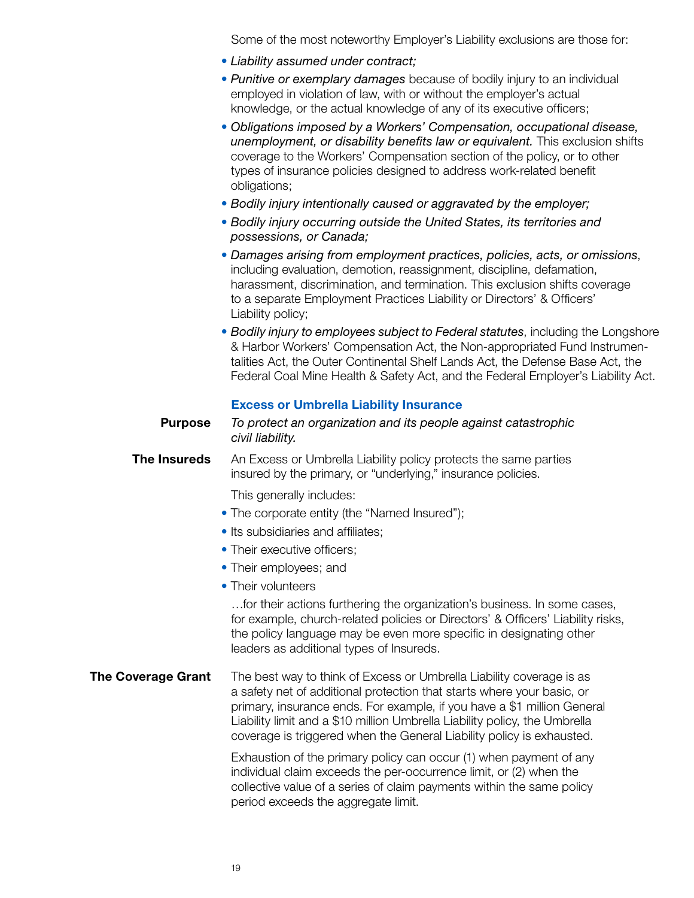Some of the most noteworthy Employer's Liability exclusions are those for:

- *Liability assumed under contract;*
- *Punitive or exemplary damages* because of bodily injury to an individual employed in violation of law, with or without the employer's actual knowledge, or the actual knowledge of any of its executive officers;
- *Obligations imposed by a Workers' Compensation, occupational disease, unemployment, or disability benefits law or equivalent.* This exclusion shifts coverage to the Workers' Compensation section of the policy, or to other types of insurance policies designed to address work-related benefit obligations;
- *Bodily injury intentionally caused or aggravated by the employer;*
- *Bodily injury occurring outside the United States, its territories and possessions, or Canada;*
- *Damages arising from employment practices, policies, acts, or omissions*, including evaluation, demotion, reassignment, discipline, defamation, harassment, discrimination, and termination. This exclusion shifts coverage to a separate Employment Practices Liability or Directors' & Officers' Liability policy;
- *Bodily injury to employees subject to Federal statutes*, including the Longshore & Harbor Workers' Compensation Act, the Non-appropriated Fund Instrumentalities Act, the Outer Continental Shelf Lands Act, the Defense Base Act, the Federal Coal Mine Health & Safety Act, and the Federal Employer's Liability Act.

## Excess or Umbrella Liability Insurance

**Purpose**

*To protect an organization and its people against catastrophic civil liability.*

**The Insureds**

An Excess or Umbrella Liability policy protects the same parties insured by the primary, or "underlying," insurance policies.

This generally includes:

- The corporate entity (the "Named Insured");
- Its subsidiaries and affiliates;
- Their executive officers;
- Their employees; and
- Their volunteers

…for their actions furthering the organization's business. In some cases, for example, church-related policies or Directors' & Officers' Liability risks, the policy language may be even more specific in designating other leaders as additional types of Insureds.

**The Coverage Grant**

The best way to think of Excess or Umbrella Liability coverage is as a safety net of additional protection that starts where your basic, or primary, insurance ends. For example, if you have a $1 million General Liability limit and a $10 million Umbrella Liability policy, the Umbrella coverage is triggered when the General Liability policy is exhausted.

Exhaustion of the primary policy can occur (1) when payment of any individual claim exceeds the per-occurrence limit, or (2) when the collective value of a series of claim payments within the same policy period exceeds the aggregate limit.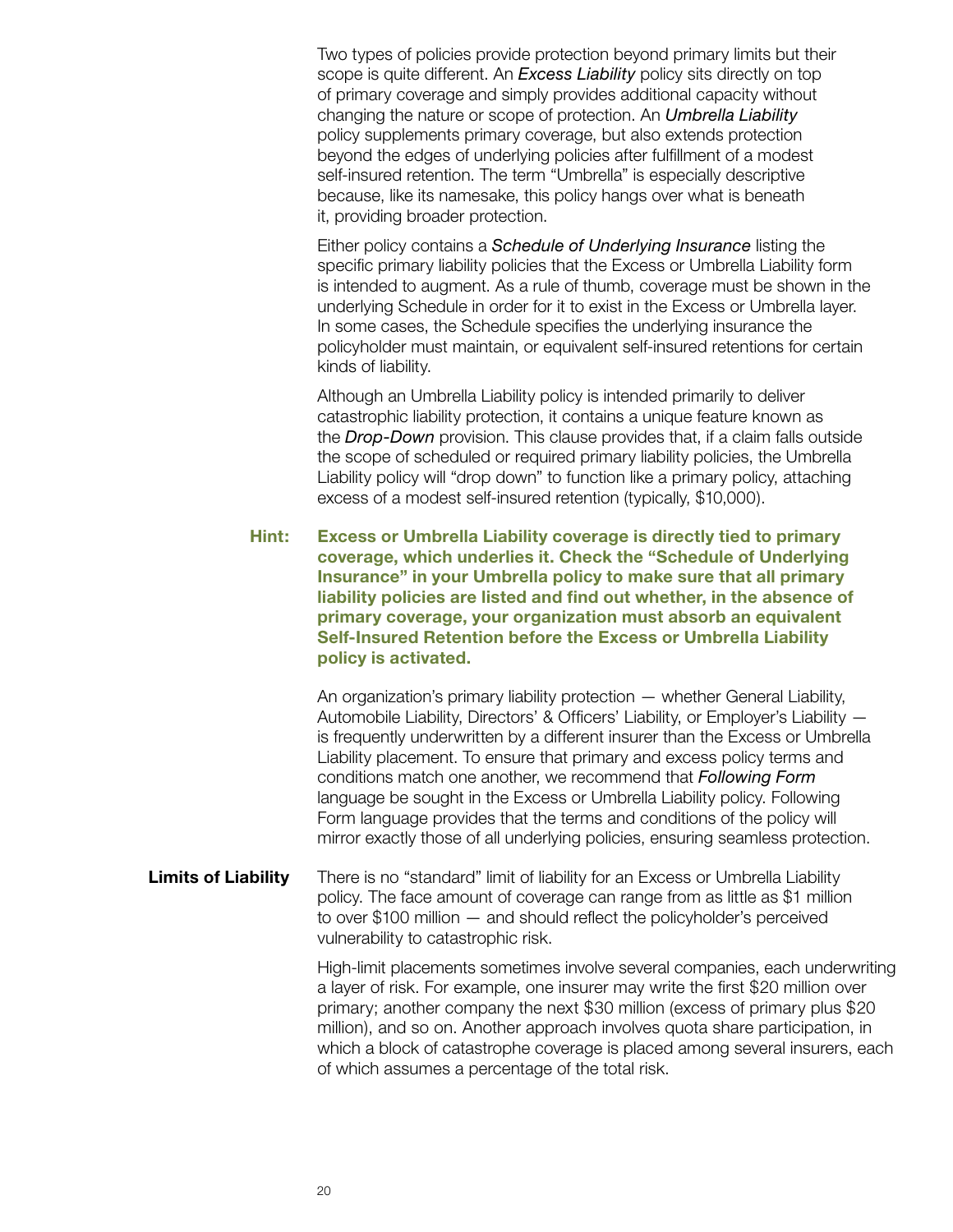Two types of policies provide protection beyond primary limits but their scope is quite different. An *Excess Liability* policy sits directly on top of primary coverage and simply provides additional capacity without changing the nature or scope of protection. An *Umbrella Liability* policy supplements primary coverage, but also extends protection beyond the edges of underlying policies after fulfillment of a modest self-insured retention. The term "Umbrella" is especially descriptive because, like its namesake, this policy hangs over what is beneath it, providing broader protection.

Either policy contains a *Schedule of Underlying Insurance* listing the specific primary liability policies that the Excess or Umbrella Liability form is intended to augment. As a rule of thumb, coverage must be shown in the underlying Schedule in order for it to exist in the Excess or Umbrella layer. In some cases, the Schedule specifies the underlying insurance the policyholder must maintain, or equivalent self-insured retentions for certain kinds of liability.

Although an Umbrella Liability policy is intended primarily to deliver catastrophic liability protection, it contains a unique feature known as the *Drop-Down* provision. This clause provides that, if a claim falls outside the scope of scheduled or required primary liability policies, the Umbrella Liability policy will "drop down" to function like a primary policy, attaching excess of a modest self-insured retention (typically, $10,000).

**Hint: Excess or Umbrella Liability coverage is directly tied to primary coverage, which underlies it. Check the "Schedule of Underlying Insurance" in your Umbrella policy to make sure that all primary liability policies are listed and find out whether, in the absence of primary coverage, your organization must absorb an equivalent Self-Insured Retention before the Excess or Umbrella Liability policy is activated.**

An organization's primary liability protection — whether General Liability, Automobile Liability, Directors' & Officers' Liability, or Employer's Liability — is frequently underwritten by a different insurer than the Excess or Umbrella Liability placement. To ensure that primary and excess policy terms and conditions match one another, we recommend that *Following Form* language be sought in the Excess or Umbrella Liability policy. Following Form language provides that the terms and conditions of the policy will mirror exactly those of all underlying policies, ensuring seamless protection.

**Limits of Liability**

There is no "standard" limit of liability for an Excess or Umbrella Liability policy. The face amount of coverage can range from as little as $1 million to over $100 million — and should reflect the policyholder's perceived vulnerability to catastrophic risk.

High-limit placements sometimes involve several companies, each underwriting a layer of risk. For example, one insurer may write the first $20 million over primary; another company the next $30 million (excess of primary plus $20 million), and so on. Another approach involves quota share participation, in which a block of catastrophe coverage is placed among several insurers, each of which assumes a percentage of the total risk.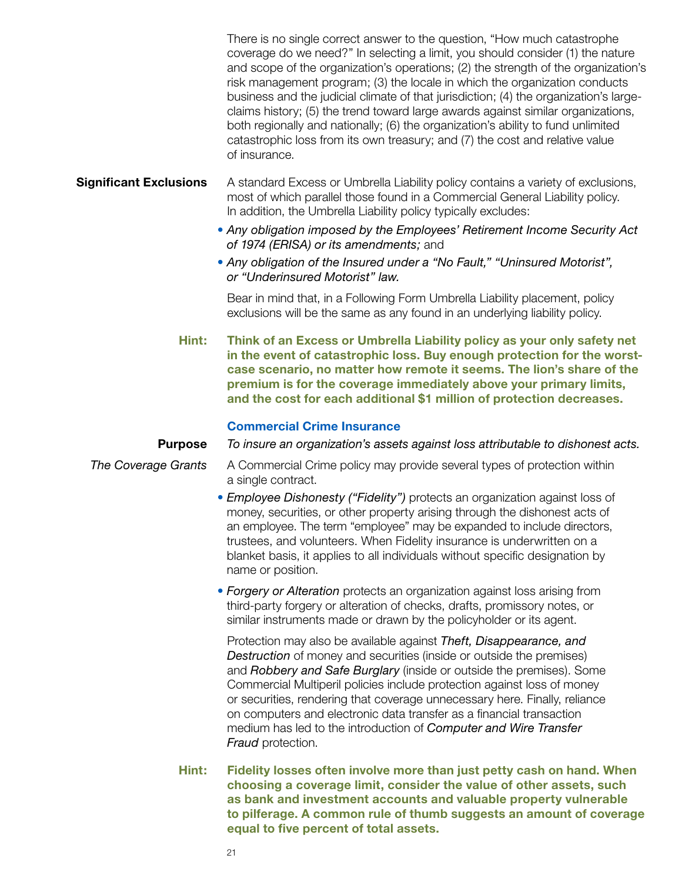There is no single correct answer to the question, "How much catastrophe coverage do we need?" In selecting a limit, you should consider (1) the nature and scope of the organization's operations; (2) the strength of the organization's risk management program; (3) the locale in which the organization conducts business and the judicial climate of that jurisdiction; (4) the organization's large-claims history; (5) the trend toward large awards against similar organizations, both regionally and nationally; (6) the organization's ability to fund unlimited catastrophic loss from its own treasury; and (7) the cost and relative value of insurance.

**Significant Exclusions**

A standard Excess or Umbrella Liability policy contains a variety of exclusions, most of which parallel those found in a Commercial General Liability policy. In addition, the Umbrella Liability policy typically excludes:

- *Any obligation imposed by the Employees' Retirement Income Security Act of 1974 (ERISA) or its amendments;* and
- *Any obligation of the Insured under a "No Fault," "Uninsured Motorist", or "Underinsured Motorist" law.*

Bear in mind that, in a Following Form Umbrella Liability placement, policy exclusions will be the same as any found in an underlying liability policy.

**Hint: Think of an Excess or Umbrella Liability policy as your only safety net in the event of catastrophic loss. Buy enough protection for the worst-case scenario, no matter how remote it seems. The lion's share of the premium is for the coverage immediately above your primary limits, and the cost for each additional $1 million of protection decreases.**

## Commercial Crime Insurance

**Purpose**

*To insure an organization's assets against loss attributable to dishonest acts.*

*The Coverage Grants*

A Commercial Crime policy may provide several types of protection within a single contract.

- *Employee Dishonesty ("Fidelity")* protects an organization against loss of money, securities, or other property arising through the dishonest acts of an employee. The term "employee" may be expanded to include directors, trustees, and volunteers. When Fidelity insurance is underwritten on a blanket basis, it applies to all individuals without specific designation by name or position.
- *Forgery or Alteration* protects an organization against loss arising from third-party forgery or alteration of checks, drafts, promissory notes, or similar instruments made or drawn by the policyholder or its agent.

Protection may also be available against *Theft, Disappearance, and Destruction* of money and securities (inside or outside the premises) and *Robbery and Safe Burglary* (inside or outside the premises). Some Commercial Multiperil policies include protection against loss of money or securities, rendering that coverage unnecessary here. Finally, reliance on computers and electronic data transfer as a financial transaction medium has led to the introduction of *Computer and Wire Transfer Fraud* protection.

**Hint: Fidelity losses often involve more than just petty cash on hand. When choosing a coverage limit, consider the value of other assets, such as bank and investment accounts and valuable property vulnerable to pilferage. A common rule of thumb suggests an amount of coverage equal to five percent of total assets.**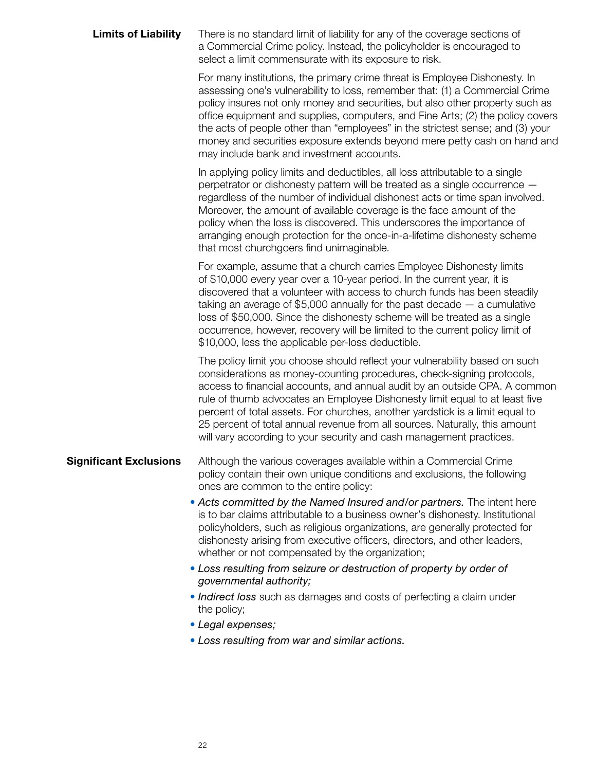**Limits of Liability**

There is no standard limit of liability for any of the coverage sections of a Commercial Crime policy. Instead, the policyholder is encouraged to select a limit commensurate with its exposure to risk.

For many institutions, the primary crime threat is Employee Dishonesty. In assessing one's vulnerability to loss, remember that: (1) a Commercial Crime policy insures not only money and securities, but also other property such as office equipment and supplies, computers, and Fine Arts; (2) the policy covers the acts of people other than "employees" in the strictest sense; and (3) your money and securities exposure extends beyond mere petty cash on hand and may include bank and investment accounts.

In applying policy limits and deductibles, all loss attributable to a single perpetrator or dishonesty pattern will be treated as a single occurrence — regardless of the number of individual dishonest acts or time span involved. Moreover, the amount of available coverage is the face amount of the policy when the loss is discovered. This underscores the importance of arranging enough protection for the once-in-a-lifetime dishonesty scheme that most churchgoers find unimaginable.

For example, assume that a church carries Employee Dishonesty limits of $10,000 every year over a 10-year period. In the current year, it is discovered that a volunteer with access to church funds has been steadily taking an average of $5,000 annually for the past decade — a cumulative loss of $50,000. Since the dishonesty scheme will be treated as a single occurrence, however, recovery will be limited to the current policy limit of $10,000, less the applicable per-loss deductible.

The policy limit you choose should reflect your vulnerability based on such considerations as money-counting procedures, check-signing protocols, access to financial accounts, and annual audit by an outside CPA. A common rule of thumb advocates an Employee Dishonesty limit equal to at least five percent of total assets. For churches, another yardstick is a limit equal to 25 percent of total annual revenue from all sources. Naturally, this amount will vary according to your security and cash management practices.

**Significant Exclusions**

Although the various coverages available within a Commercial Crime policy contain their own unique conditions and exclusions, the following ones are common to the entire policy:

- *Acts committed by the Named Insured and/or partners.* The intent here is to bar claims attributable to a business owner's dishonesty. Institutional policyholders, such as religious organizations, are generally protected for dishonesty arising from executive officers, directors, and other leaders, whether or not compensated by the organization;
- *Loss resulting from seizure or destruction of property by order of governmental authority;*
- *Indirect loss* such as damages and costs of perfecting a claim under the policy;
- *Legal expenses;*
- *Loss resulting from war and similar actions.*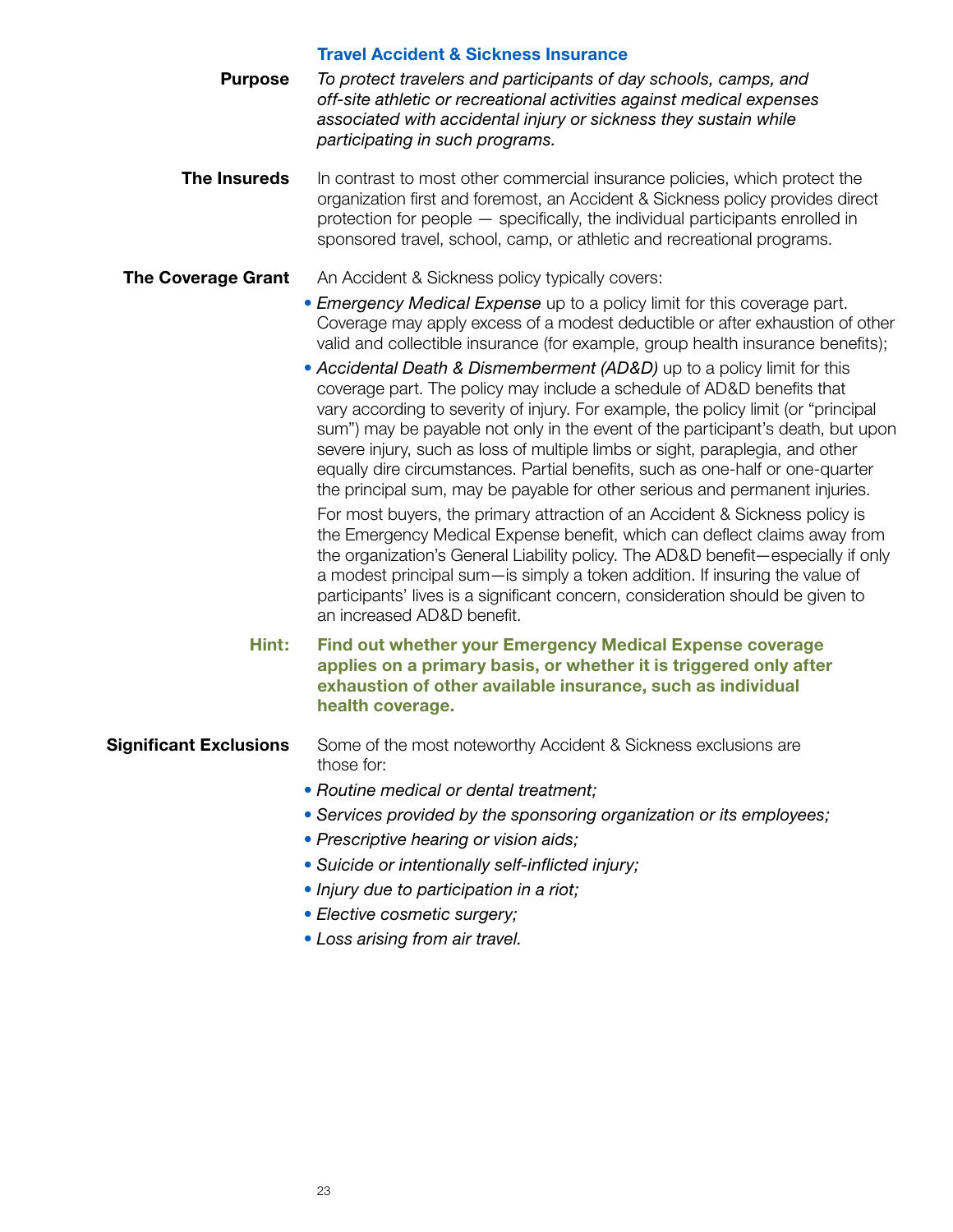## Travel Accident & Sickness Insurance

**Purpose**

*To protect travelers and participants of day schools, camps, and off-site athletic or recreational activities against medical expenses associated with accidental injury or sickness they sustain while participating in such programs.*

**The Insureds**

In contrast to most other commercial insurance policies, which protect the organization first and foremost, an Accident & Sickness policy provides direct protection for people — specifically, the individual participants enrolled in sponsored travel, school, camp, or athletic and recreational programs.

**The Coverage Grant**

An Accident & Sickness policy typically covers:

- *Emergency Medical Expense* up to a policy limit for this coverage part. Coverage may apply excess of a modest deductible or after exhaustion of other valid and collectible insurance (for example, group health insurance benefits);
- *Accidental Death & Dismemberment (AD&D)* up to a policy limit for this coverage part. The policy may include a schedule of AD&D benefits that vary according to severity of injury. For example, the policy limit (or "principal sum") may be payable not only in the event of the participant's death, but upon severe injury, such as loss of multiple limbs or sight, paraplegia, and other equally dire circumstances. Partial benefits, such as one-half or one-quarter the principal sum, may be payable for other serious and permanent injuries.

For most buyers, the primary attraction of an Accident & Sickness policy is the Emergency Medical Expense benefit, which can deflect claims away from the organization's General Liability policy. The AD&D benefit—especially if only a modest principal sum—is simply a token addition. If insuring the value of participants' lives is a significant concern, consideration should be given to an increased AD&D benefit.

**Hint:** **Find out whether your Emergency Medical Expense coverage applies on a primary basis, or whether it is triggered only after exhaustion of other available insurance, such as individual health coverage.**

**Significant Exclusions**

Some of the most noteworthy Accident & Sickness exclusions are those for:

- *Routine medical or dental treatment;*
- *Services provided by the sponsoring organization or its employees;*
- *Prescriptive hearing or vision aids;*
- *Suicide or intentionally self-inflicted injury;*
- *Injury due to participation in a riot;*
- *Elective cosmetic surgery;*
- *Loss arising from air travel.*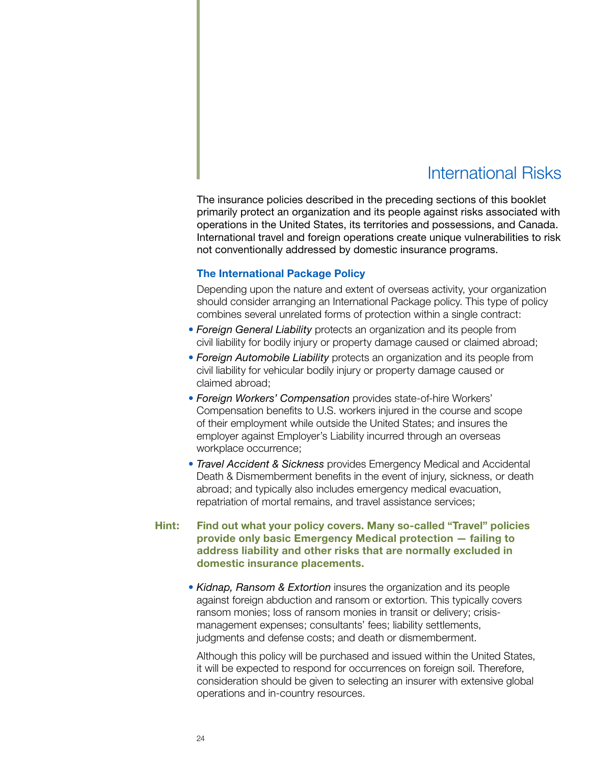# International Risks

The insurance policies described in the preceding sections of this booklet primarily protect an organization and its people against risks associated with operations in the United States, its territories and possessions, and Canada. International travel and foreign operations create unique vulnerabilities to risk not conventionally addressed by domestic insurance programs.

## The International Package Policy

Depending upon the nature and extent of overseas activity, your organization should consider arranging an International Package policy. This type of policy combines several unrelated forms of protection within a single contract:

- *Foreign General Liability* protects an organization and its people from civil liability for bodily injury or property damage caused or claimed abroad;
- *Foreign Automobile Liability* protects an organization and its people from civil liability for vehicular bodily injury or property damage caused or claimed abroad;
- *Foreign Workers' Compensation* provides state-of-hire Workers' Compensation benefits to U.S. workers injured in the course and scope of their employment while outside the United States; and insures the employer against Employer's Liability incurred through an overseas workplace occurrence;
- *Travel Accident & Sickness* provides Emergency Medical and Accidental Death & Dismemberment benefits in the event of injury, sickness, or death abroad; and typically also includes emergency medical evacuation, repatriation of mortal remains, and travel assistance services;

**Hint:** **Find out what your policy covers. Many so-called "Travel" policies provide only basic Emergency Medical protection — failing to address liability and other risks that are normally excluded in domestic insurance placements.**

- *Kidnap, Ransom & Extortion* insures the organization and its people against foreign abduction and ransom or extortion. This typically covers ransom monies; loss of ransom monies in transit or delivery; crisis-management expenses; consultants' fees; liability settlements, judgments and defense costs; and death or dismemberment.

Although this policy will be purchased and issued within the United States, it will be expected to respond for occurrences on foreign soil. Therefore, consideration should be given to selecting an insurer with extensive global operations and in-country resources.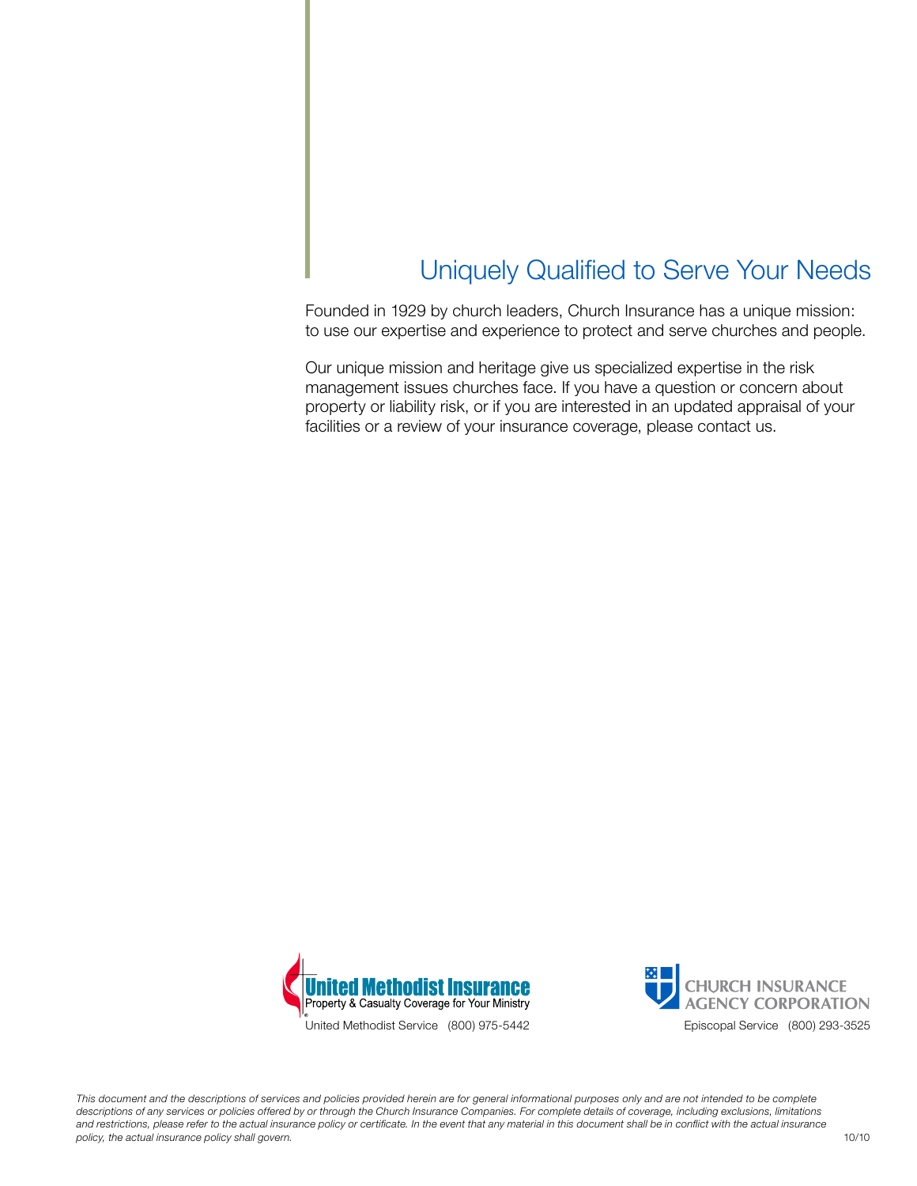## Uniquely Qualified to Serve Your Needs

Founded in 1929 by church leaders, Church Insurance has a unique mission: to use our expertise and experience to protect and serve churches and people.

Our unique mission and heritage give us specialized expertise in the risk management issues churches face. If you have a question or concern about property or liability risk, or if you are interested in an updated appraisal of your facilities or a review of your insurance coverage, please contact us.

United Methodist Insurance
Property & Casualty Coverage for Your Ministry
United Methodist Service (800) 975-5442

CHURCH INSURANCE AGENCY CORPORATION
Episcopal Service (800) 293-3525

*This document and the descriptions of services and policies provided herein are for general informational purposes only and are not intended to be complete descriptions of any services or policies offered by or through the Church Insurance Companies. For complete details of coverage, including exclusions, limitations and restrictions, please refer to the actual insurance policy or certificate. In the event that any material in this document shall be in conflict with the actual insurance policy, the actual insurance policy shall govern.*

10/10